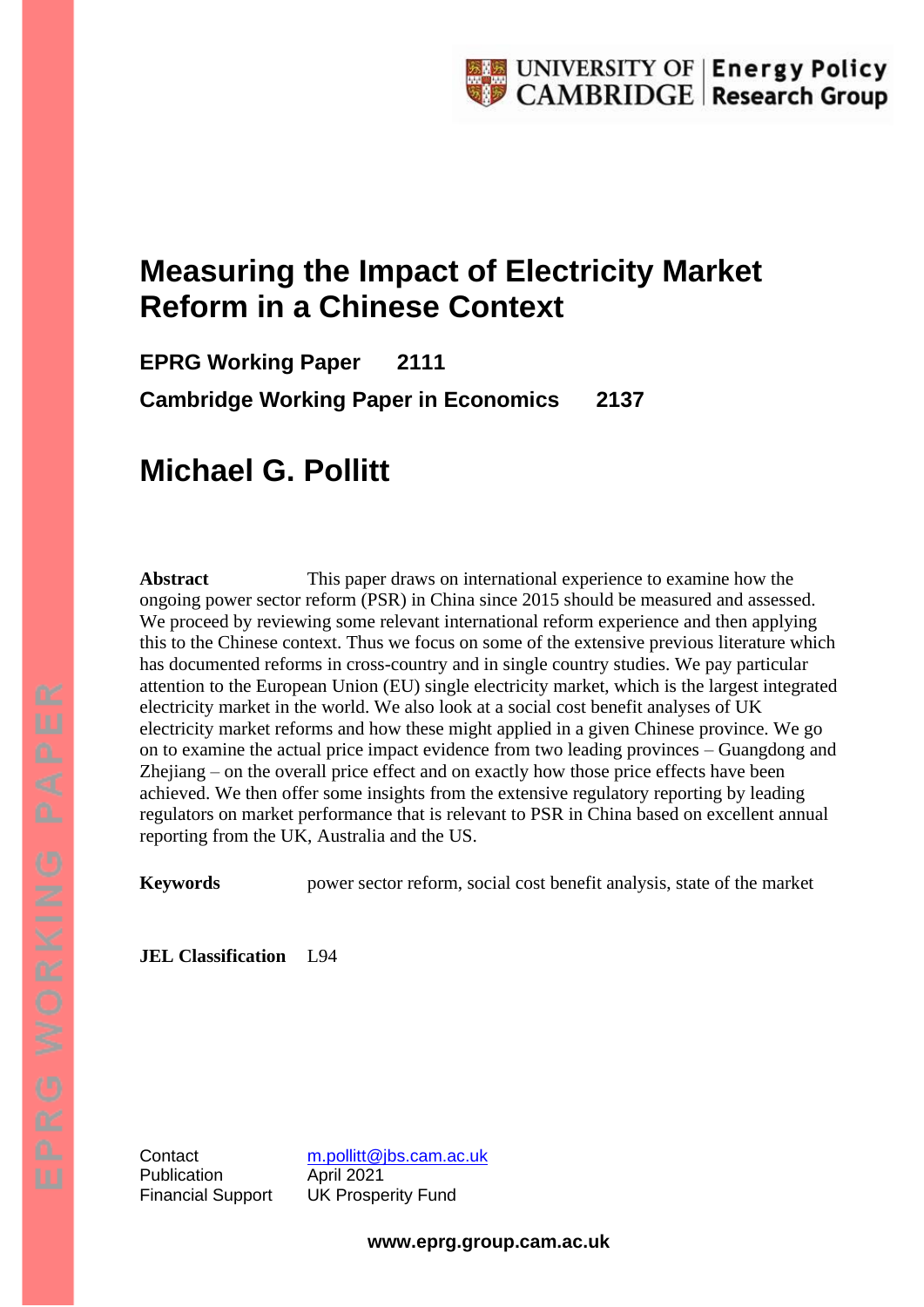# Measuring the Impact of Electricity Market Reform in a Chinese Context

**EPRG Working Paper 2111**

**Cambridge Working Paper in Economics 2137**

## Michael G. Pollitt

**Abstract** This paper draws on international experience to examine how the ongoing power sector reform (PSR) in China since 2015 should be measured and assessed. We proceed by reviewing some relevant international reform experience and then applying this to the Chinese context. Thus we focus on some of the extensive previous literature which has documented reforms in cross-country and in single country studies. We pay particular attention to the European Union (EU) single electricity market, which is the largest integrated electricity market in the world. We also look at a social cost benefit analyses of UK electricity market reforms and how these might applied in a given Chinese province. We go on to examine the actual price impact evidence from two leading provinces – Guangdong and Zhejiang – on the overall price effect and on exactly how those price effects have been achieved. We then offer some insights from the extensive regulatory reporting by leading regulators on market performance that is relevant to PSR in China based on excellent annual reporting from the UK, Australia and the US.

**Keywords** power sector reform, social cost benefit analysis, state of the market

**JEL Classification** L94

Contact m.pollitt@jbs.cam.ac.uk
Publication April 2021
Financial Support UK Prosperity Fund

**www.eprg.group.cam.ac.uk**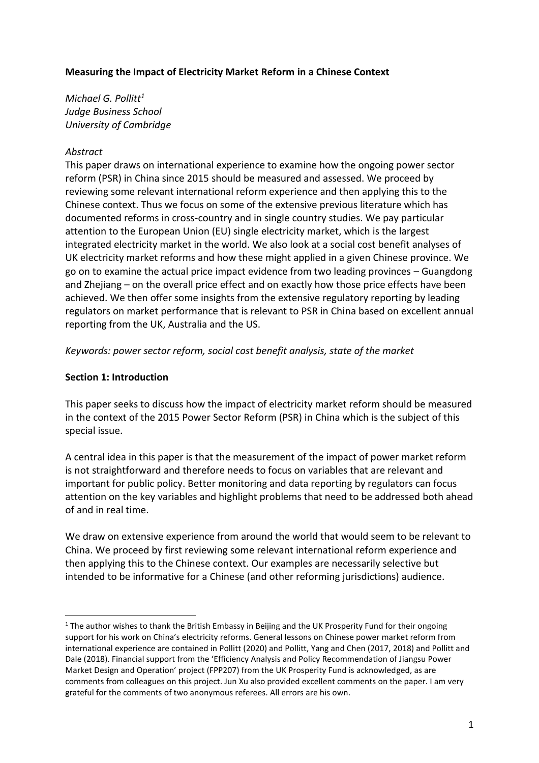**Measuring the Impact of Electricity Market Reform in a Chinese Context**

*Michael G. Pollitt[1]*
*Judge Business School*
*University of Cambridge*

*Abstract*

This paper draws on international experience to examine how the ongoing power sector reform (PSR) in China since 2015 should be measured and assessed. We proceed by reviewing some relevant international reform experience and then applying this to the Chinese context. Thus we focus on some of the extensive previous literature which has documented reforms in cross-country and in single country studies. We pay particular attention to the European Union (EU) single electricity market, which is the largest integrated electricity market in the world. We also look at a social cost benefit analyses of UK electricity market reforms and how these might applied in a given Chinese province. We go on to examine the actual price impact evidence from two leading provinces – Guangdong and Zhejiang – on the overall price effect and on exactly how those price effects have been achieved. We then offer some insights from the extensive regulatory reporting by leading regulators on market performance that is relevant to PSR in China based on excellent annual reporting from the UK, Australia and the US.

*Keywords: power sector reform, social cost benefit analysis, state of the market*

**Section 1: Introduction**

This paper seeks to discuss how the impact of electricity market reform should be measured in the context of the 2015 Power Sector Reform (PSR) in China which is the subject of this special issue.

A central idea in this paper is that the measurement of the impact of power market reform is not straightforward and therefore needs to focus on variables that are relevant and important for public policy. Better monitoring and data reporting by regulators can focus attention on the key variables and highlight problems that need to be addressed both ahead of and in real time.

We draw on extensive experience from around the world that would seem to be relevant to China. We proceed by first reviewing some relevant international reform experience and then applying this to the Chinese context. Our examples are necessarily selective but intended to be informative for a Chinese (and other reforming jurisdictions) audience.

---

[1] The author wishes to thank the British Embassy in Beijing and the UK Prosperity Fund for their ongoing support for his work on China's electricity reforms. General lessons on Chinese power market reform from international experience are contained in Pollitt (2020) and Pollitt, Yang and Chen (2017, 2018) and Pollitt and Dale (2018). Financial support from the 'Efficiency Analysis and Policy Recommendation of Jiangsu Power Market Design and Operation' project (FPP207) from the UK Prosperity Fund is acknowledged, as are comments from colleagues on this project. Jun Xu also provided excellent comments on the paper. I am very grateful for the comments of two anonymous referees. All errors are his own.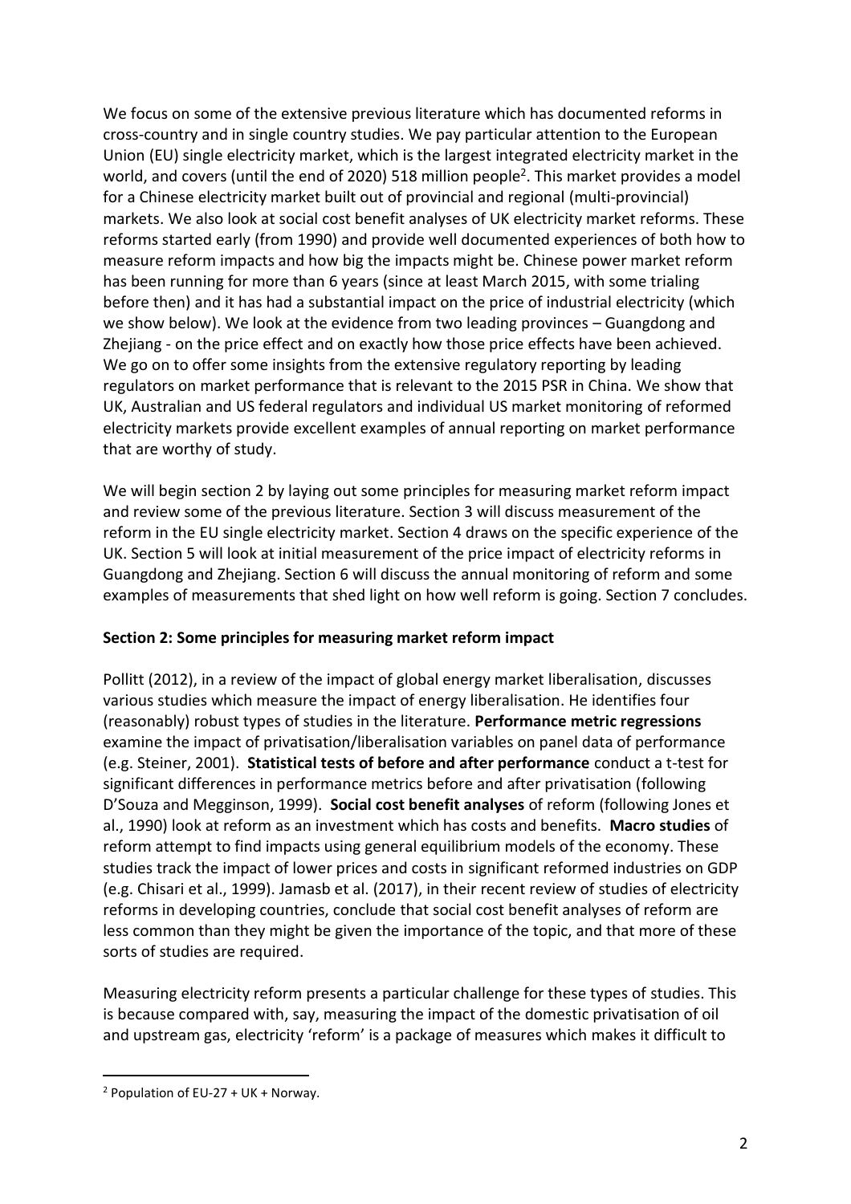We focus on some of the extensive previous literature which has documented reforms in cross-country and in single country studies. We pay particular attention to the European Union (EU) single electricity market, which is the largest integrated electricity market in the world, and covers (until the end of 2020) 518 million people[2]. This market provides a model for a Chinese electricity market built out of provincial and regional (multi-provincial) markets. We also look at social cost benefit analyses of UK electricity market reforms. These reforms started early (from 1990) and provide well documented experiences of both how to measure reform impacts and how big the impacts might be. Chinese power market reform has been running for more than 6 years (since at least March 2015, with some trialing before then) and it has had a substantial impact on the price of industrial electricity (which we show below). We look at the evidence from two leading provinces – Guangdong and Zhejiang - on the price effect and on exactly how those price effects have been achieved. We go on to offer some insights from the extensive regulatory reporting by leading regulators on market performance that is relevant to the 2015 PSR in China. We show that UK, Australian and US federal regulators and individual US market monitoring of reformed electricity markets provide excellent examples of annual reporting on market performance that are worthy of study.

We will begin section 2 by laying out some principles for measuring market reform impact and review some of the previous literature. Section 3 will discuss measurement of the reform in the EU single electricity market. Section 4 draws on the specific experience of the UK. Section 5 will look at initial measurement of the price impact of electricity reforms in Guangdong and Zhejiang. Section 6 will discuss the annual monitoring of reform and some examples of measurements that shed light on how well reform is going. Section 7 concludes.

## Section 2: Some principles for measuring market reform impact

Pollitt (2012), in a review of the impact of global energy market liberalisation, discusses various studies which measure the impact of energy liberalisation. He identifies four (reasonably) robust types of studies in the literature. **Performance metric regressions** examine the impact of privatisation/liberalisation variables on panel data of performance (e.g. Steiner, 2001). **Statistical tests of before and after performance** conduct a t-test for significant differences in performance metrics before and after privatisation (following D'Souza and Megginson, 1999). **Social cost benefit analyses** of reform (following Jones et al., 1990) look at reform as an investment which has costs and benefits. **Macro studies** of reform attempt to find impacts using general equilibrium models of the economy. These studies track the impact of lower prices and costs in significant reformed industries on GDP (e.g. Chisari et al., 1999). Jamasb et al. (2017), in their recent review of studies of electricity reforms in developing countries, conclude that social cost benefit analyses of reform are less common than they might be given the importance of the topic, and that more of these sorts of studies are required.

Measuring electricity reform presents a particular challenge for these types of studies. This is because compared with, say, measuring the impact of the domestic privatisation of oil and upstream gas, electricity 'reform' is a package of measures which makes it difficult to

[2] Population of EU-27 + UK + Norway.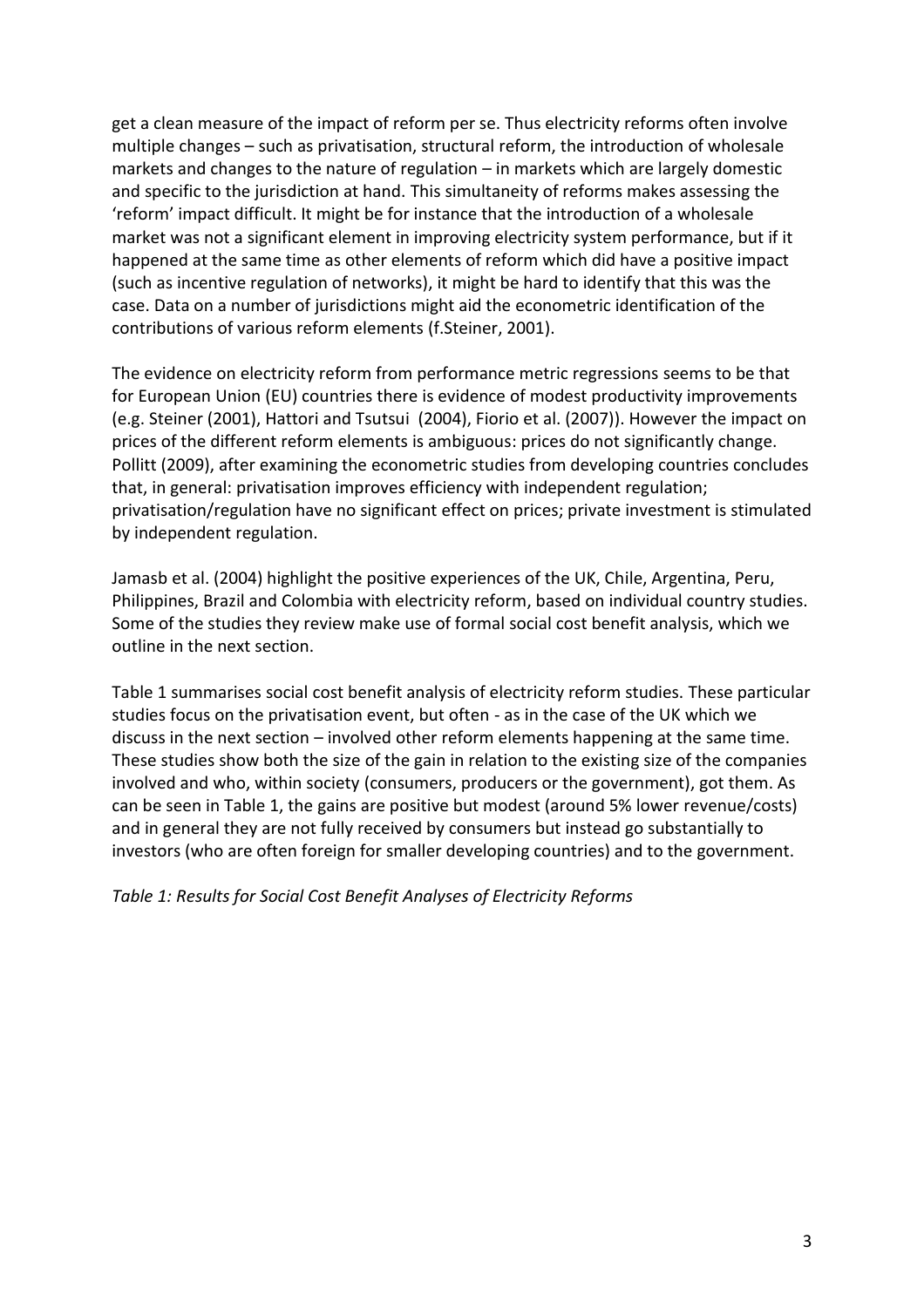get a clean measure of the impact of reform per se. Thus electricity reforms often involve multiple changes – such as privatisation, structural reform, the introduction of wholesale markets and changes to the nature of regulation – in markets which are largely domestic and specific to the jurisdiction at hand. This simultaneity of reforms makes assessing the 'reform' impact difficult. It might be for instance that the introduction of a wholesale market was not a significant element in improving electricity system performance, but if it happened at the same time as other elements of reform which did have a positive impact (such as incentive regulation of networks), it might be hard to identify that this was the case. Data on a number of jurisdictions might aid the econometric identification of the contributions of various reform elements (f.Steiner, 2001).

The evidence on electricity reform from performance metric regressions seems to be that for European Union (EU) countries there is evidence of modest productivity improvements (e.g. Steiner (2001), Hattori and Tsutsui (2004), Fiorio et al. (2007)). However the impact on prices of the different reform elements is ambiguous: prices do not significantly change. Pollitt (2009), after examining the econometric studies from developing countries concludes that, in general: privatisation improves efficiency with independent regulation; privatisation/regulation have no significant effect on prices; private investment is stimulated by independent regulation.

Jamasb et al. (2004) highlight the positive experiences of the UK, Chile, Argentina, Peru, Philippines, Brazil and Colombia with electricity reform, based on individual country studies. Some of the studies they review make use of formal social cost benefit analysis, which we outline in the next section.

Table 1 summarises social cost benefit analysis of electricity reform studies. These particular studies focus on the privatisation event, but often - as in the case of the UK which we discuss in the next section – involved other reform elements happening at the same time. These studies show both the size of the gain in relation to the existing size of the companies involved and who, within society (consumers, producers or the government), got them. As can be seen in Table 1, the gains are positive but modest (around 5% lower revenue/costs) and in general they are not fully received by consumers but instead go substantially to investors (who are often foreign for smaller developing countries) and to the government.

*Table 1: Results for Social Cost Benefit Analyses of Electricity Reforms*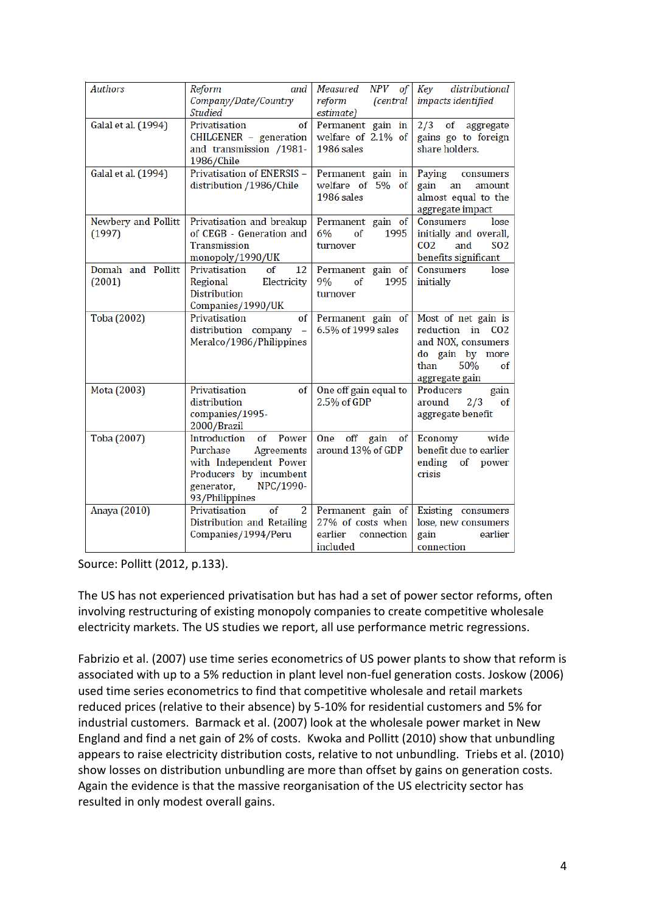| *Authors* | *Reform and Company/Date/Country Studied* | *Measured NPV of reform (central estimate)* | *Key distributional impacts identified* |
|---|---|---|---|
| Galal et al. (1994) | Privatisation of CHILGENER – generation and transmission /1981-1986/Chile | Permanent gain in welfare of 2.1% of 1986 sales | 2/3 of aggregate gains go to foreign share holders. |
| Galal et al. (1994) | Privatisation of ENERSIS – distribution /1986/Chile | Permanent gain in welfare of 5% of 1986 sales | Paying consumers gain an amount almost equal to the aggregate impact |
| Newbery and Pollitt (1997) | Privatisation and breakup of CEGB - Generation and Transmission monopoly/1990/UK | Permanent gain of 6% of 1995 turnover | Consumers lose initially and overall, $CO_2$ and $SO_2$ benefits significant |
| Domah and Pollitt (2001) | Privatisation of 12 Regional Electricity Distribution Companies/1990/UK | Permanent gain of 9% of 1995 turnover | Consumers lose initially |
| Toba (2002) | Privatisation of distribution company – Meralco/1986/Philippines | Permanent gain of 6.5% of 1999 sales | Most of net gain is reduction in $CO_2$ and NOX, consumers do gain by more than 50% of aggregate gain |
| Mota (2003) | Privatisation of distribution companies/1995-2000/Brazil | One off gain equal to 2.5% of GDP | Producers gain around 2/3 of aggregate benefit |
| Toba (2007) | Introduction of Power Purchase Agreements with Independent Power Producers by incumbent generator, NPC/1990-93/Philippines | One off gain of around 13% of GDP | Economy wide benefit due to earlier ending of power crisis |
| Anaya (2010) | Privatisation of 2 Distribution and Retailing Companies/1994/Peru | Permanent gain of 27% of costs when earlier connection included | Existing consumers lose, new consumers gain earlier connection |

Source: Pollitt (2012, p.133).

The US has not experienced privatisation but has had a set of power sector reforms, often involving restructuring of existing monopoly companies to create competitive wholesale electricity markets. The US studies we report, all use performance metric regressions.

Fabrizio et al. (2007) use time series econometrics of US power plants to show that reform is associated with up to a 5% reduction in plant level non-fuel generation costs. Joskow (2006) used time series econometrics to find that competitive wholesale and retail markets reduced prices (relative to their absence) by 5-10% for residential customers and 5% for industrial customers. Barmack et al. (2007) look at the wholesale power market in New England and find a net gain of 2% of costs. Kwoka and Pollitt (2010) show that unbundling appears to raise electricity distribution costs, relative to not unbundling. Triebs et al. (2010) show losses on distribution unbundling are more than offset by gains on generation costs. Again the evidence is that the massive reorganisation of the US electricity sector has resulted in only modest overall gains.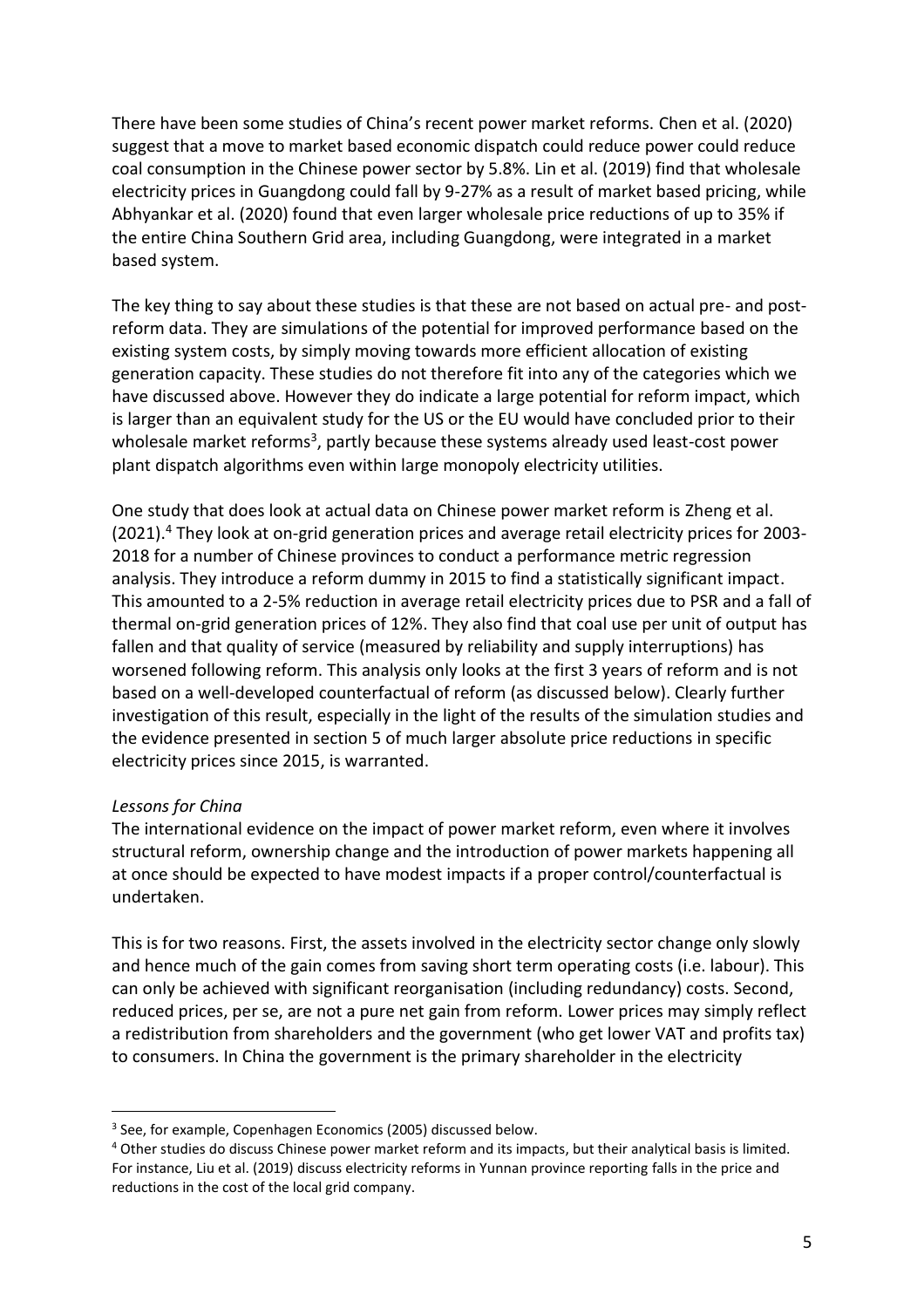There have been some studies of China's recent power market reforms. Chen et al. (2020) suggest that a move to market based economic dispatch could reduce power could reduce coal consumption in the Chinese power sector by 5.8%. Lin et al. (2019) find that wholesale electricity prices in Guangdong could fall by 9-27% as a result of market based pricing, while Abhyankar et al. (2020) found that even larger wholesale price reductions of up to 35% if the entire China Southern Grid area, including Guangdong, were integrated in a market based system.

The key thing to say about these studies is that these are not based on actual pre- and post-reform data. They are simulations of the potential for improved performance based on the existing system costs, by simply moving towards more efficient allocation of existing generation capacity. These studies do not therefore fit into any of the categories which we have discussed above. However they do indicate a large potential for reform impact, which is larger than an equivalent study for the US or the EU would have concluded prior to their wholesale market reforms[3], partly because these systems already used least-cost power plant dispatch algorithms even within large monopoly electricity utilities.

One study that does look at actual data on Chinese power market reform is Zheng et al. (2021).[4] They look at on-grid generation prices and average retail electricity prices for 2003-2018 for a number of Chinese provinces to conduct a performance metric regression analysis. They introduce a reform dummy in 2015 to find a statistically significant impact. This amounted to a 2-5% reduction in average retail electricity prices due to PSR and a fall of thermal on-grid generation prices of 12%. They also find that coal use per unit of output has fallen and that quality of service (measured by reliability and supply interruptions) has worsened following reform. This analysis only looks at the first 3 years of reform and is not based on a well-developed counterfactual of reform (as discussed below). Clearly further investigation of this result, especially in the light of the results of the simulation studies and the evidence presented in section 5 of much larger absolute price reductions in specific electricity prices since 2015, is warranted.

*Lessons for China*

The international evidence on the impact of power market reform, even where it involves structural reform, ownership change and the introduction of power markets happening all at once should be expected to have modest impacts if a proper control/counterfactual is undertaken.

This is for two reasons. First, the assets involved in the electricity sector change only slowly and hence much of the gain comes from saving short term operating costs (i.e. labour). This can only be achieved with significant reorganisation (including redundancy) costs. Second, reduced prices, per se, are not a pure net gain from reform. Lower prices may simply reflect a redistribution from shareholders and the government (who get lower VAT and profits tax) to consumers. In China the government is the primary shareholder in the electricity

---

[3] See, for example, Copenhagen Economics (2005) discussed below.

[4] Other studies do discuss Chinese power market reform and its impacts, but their analytical basis is limited. For instance, Liu et al. (2019) discuss electricity reforms in Yunnan province reporting falls in the price and reductions in the cost of the local grid company.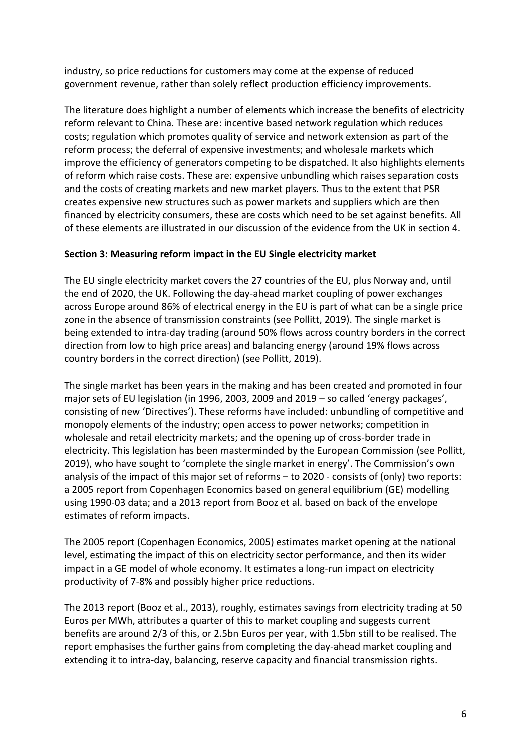industry, so price reductions for customers may come at the expense of reduced government revenue, rather than solely reflect production efficiency improvements.

The literature does highlight a number of elements which increase the benefits of electricity reform relevant to China. These are: incentive based network regulation which reduces costs; regulation which promotes quality of service and network extension as part of the reform process; the deferral of expensive investments; and wholesale markets which improve the efficiency of generators competing to be dispatched. It also highlights elements of reform which raise costs. These are: expensive unbundling which raises separation costs and the costs of creating markets and new market players. Thus to the extent that PSR creates expensive new structures such as power markets and suppliers which are then financed by electricity consumers, these are costs which need to be set against benefits. All of these elements are illustrated in our discussion of the evidence from the UK in section 4.

## Section 3: Measuring reform impact in the EU Single electricity market

The EU single electricity market covers the 27 countries of the EU, plus Norway and, until the end of 2020, the UK. Following the day-ahead market coupling of power exchanges across Europe around 86% of electrical energy in the EU is part of what can be a single price zone in the absence of transmission constraints (see Pollitt, 2019). The single market is being extended to intra-day trading (around 50% flows across country borders in the correct direction from low to high price areas) and balancing energy (around 19% flows across country borders in the correct direction) (see Pollitt, 2019).

The single market has been years in the making and has been created and promoted in four major sets of EU legislation (in 1996, 2003, 2009 and 2019 – so called 'energy packages', consisting of new 'Directives'). These reforms have included: unbundling of competitive and monopoly elements of the industry; open access to power networks; competition in wholesale and retail electricity markets; and the opening up of cross-border trade in electricity. This legislation has been masterminded by the European Commission (see Pollitt, 2019), who have sought to 'complete the single market in energy'. The Commission's own analysis of the impact of this major set of reforms – to 2020 - consists of (only) two reports: a 2005 report from Copenhagen Economics based on general equilibrium (GE) modelling using 1990-03 data; and a 2013 report from Booz et al. based on back of the envelope estimates of reform impacts.

The 2005 report (Copenhagen Economics, 2005) estimates market opening at the national level, estimating the impact of this on electricity sector performance, and then its wider impact in a GE model of whole economy. It estimates a long-run impact on electricity productivity of 7-8% and possibly higher price reductions.

The 2013 report (Booz et al., 2013), roughly, estimates savings from electricity trading at 50 Euros per MWh, attributes a quarter of this to market coupling and suggests current benefits are around 2/3 of this, or 2.5bn Euros per year, with 1.5bn still to be realised. The report emphasises the further gains from completing the day-ahead market coupling and extending it to intra-day, balancing, reserve capacity and financial transmission rights.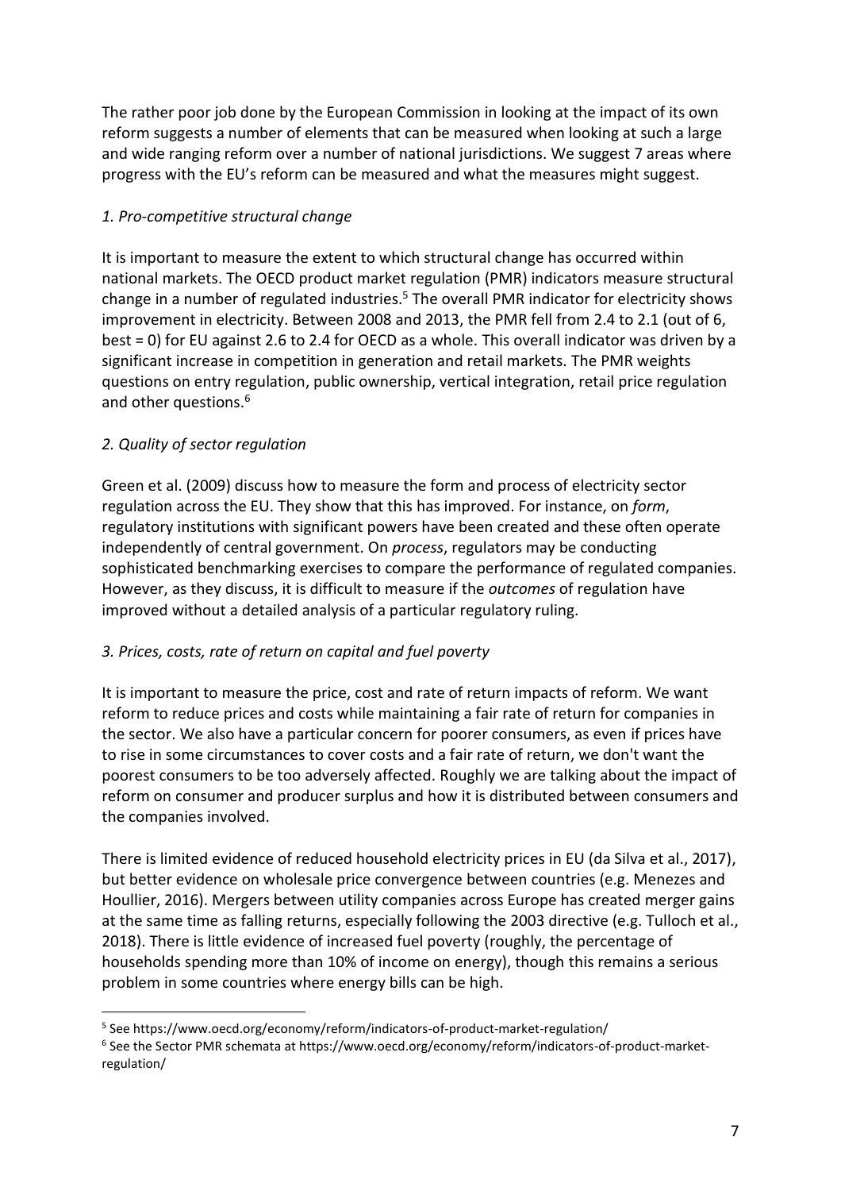The rather poor job done by the European Commission in looking at the impact of its own reform suggests a number of elements that can be measured when looking at such a large and wide ranging reform over a number of national jurisdictions. We suggest 7 areas where progress with the EU's reform can be measured and what the measures might suggest.

*1. Pro-competitive structural change*

It is important to measure the extent to which structural change has occurred within national markets. The OECD product market regulation (PMR) indicators measure structural change in a number of regulated industries.[5] The overall PMR indicator for electricity shows improvement in electricity. Between 2008 and 2013, the PMR fell from 2.4 to 2.1 (out of 6, best = 0) for EU against 2.6 to 2.4 for OECD as a whole. This overall indicator was driven by a significant increase in competition in generation and retail markets. The PMR weights questions on entry regulation, public ownership, vertical integration, retail price regulation and other questions.[6]

*2. Quality of sector regulation*

Green et al. (2009) discuss how to measure the form and process of electricity sector regulation across the EU. They show that this has improved. For instance, on *form*, regulatory institutions with significant powers have been created and these often operate independently of central government. On *process*, regulators may be conducting sophisticated benchmarking exercises to compare the performance of regulated companies. However, as they discuss, it is difficult to measure if the *outcomes* of regulation have improved without a detailed analysis of a particular regulatory ruling.

*3. Prices, costs, rate of return on capital and fuel poverty*

It is important to measure the price, cost and rate of return impacts of reform. We want reform to reduce prices and costs while maintaining a fair rate of return for companies in the sector. We also have a particular concern for poorer consumers, as even if prices have to rise in some circumstances to cover costs and a fair rate of return, we don't want the poorest consumers to be too adversely affected. Roughly we are talking about the impact of reform on consumer and producer surplus and how it is distributed between consumers and the companies involved.

There is limited evidence of reduced household electricity prices in EU (da Silva et al., 2017), but better evidence on wholesale price convergence between countries (e.g. Menezes and Houllier, 2016). Mergers between utility companies across Europe has created merger gains at the same time as falling returns, especially following the 2003 directive (e.g. Tulloch et al., 2018). There is little evidence of increased fuel poverty (roughly, the percentage of households spending more than 10% of income on energy), though this remains a serious problem in some countries where energy bills can be high.

---

[5] See https://www.oecd.org/economy/reform/indicators-of-product-market-regulation/

[6] See the Sector PMR schemata at https://www.oecd.org/economy/reform/indicators-of-product-market-regulation/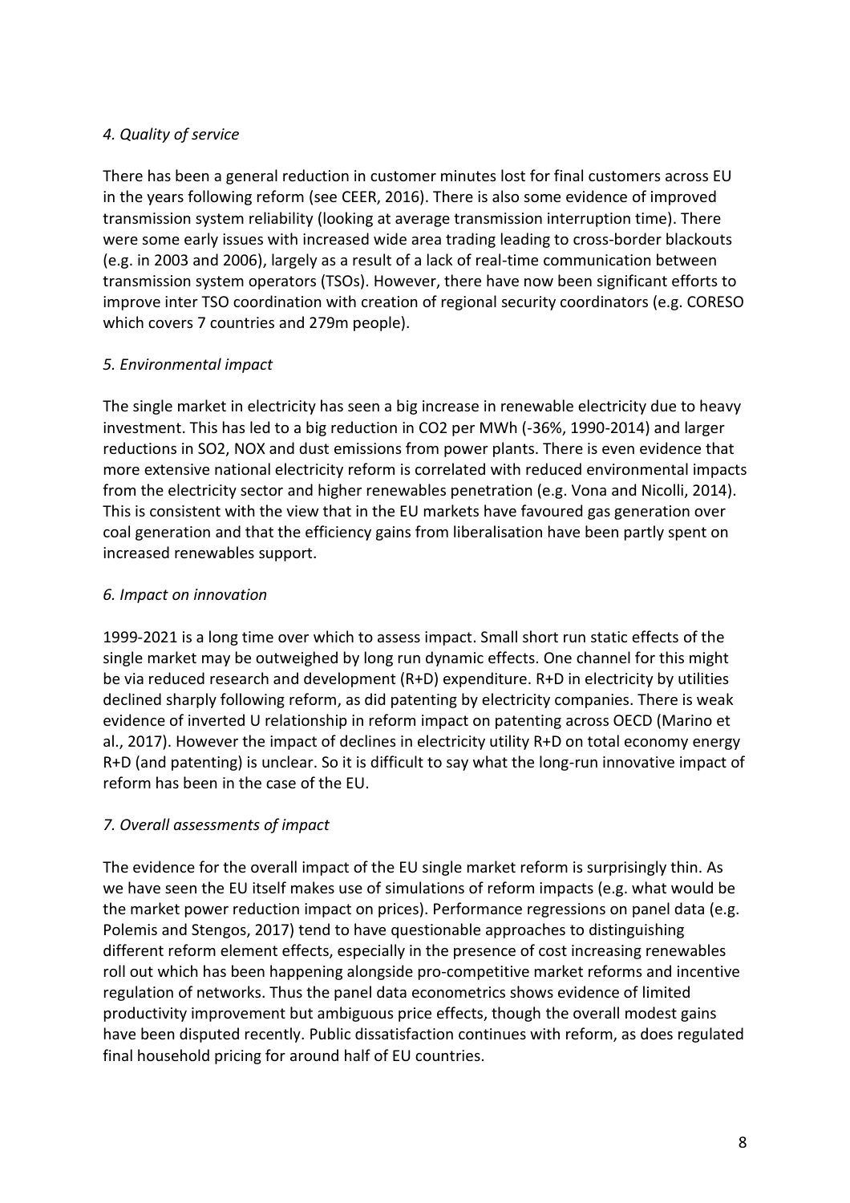*4. Quality of service*

There has been a general reduction in customer minutes lost for final customers across EU in the years following reform (see CEER, 2016). There is also some evidence of improved transmission system reliability (looking at average transmission interruption time). There were some early issues with increased wide area trading leading to cross-border blackouts (e.g. in 2003 and 2006), largely as a result of a lack of real-time communication between transmission system operators (TSOs). However, there have now been significant efforts to improve inter TSO coordination with creation of regional security coordinators (e.g. CORESO which covers 7 countries and 279m people).

*5. Environmental impact*

The single market in electricity has seen a big increase in renewable electricity due to heavy investment. This has led to a big reduction in $CO_2$ per MWh (-36%, 1990-2014) and larger reductions in $SO_2$, NOX and dust emissions from power plants. There is even evidence that more extensive national electricity reform is correlated with reduced environmental impacts from the electricity sector and higher renewables penetration (e.g. Vona and Nicolli, 2014). This is consistent with the view that in the EU markets have favoured gas generation over coal generation and that the efficiency gains from liberalisation have been partly spent on increased renewables support.

*6. Impact on innovation*

1999-2021 is a long time over which to assess impact. Small short run static effects of the single market may be outweighed by long run dynamic effects. One channel for this might be via reduced research and development (R+D) expenditure. R+D in electricity by utilities declined sharply following reform, as did patenting by electricity companies. There is weak evidence of inverted U relationship in reform impact on patenting across OECD (Marino et al., 2017). However the impact of declines in electricity utility R+D on total economy energy R+D (and patenting) is unclear. So it is difficult to say what the long-run innovative impact of reform has been in the case of the EU.

*7. Overall assessments of impact*

The evidence for the overall impact of the EU single market reform is surprisingly thin. As we have seen the EU itself makes use of simulations of reform impacts (e.g. what would be the market power reduction impact on prices). Performance regressions on panel data (e.g. Polemis and Stengos, 2017) tend to have questionable approaches to distinguishing different reform element effects, especially in the presence of cost increasing renewables roll out which has been happening alongside pro-competitive market reforms and incentive regulation of networks. Thus the panel data econometrics shows evidence of limited productivity improvement but ambiguous price effects, though the overall modest gains have been disputed recently. Public dissatisfaction continues with reform, as does regulated final household pricing for around half of EU countries.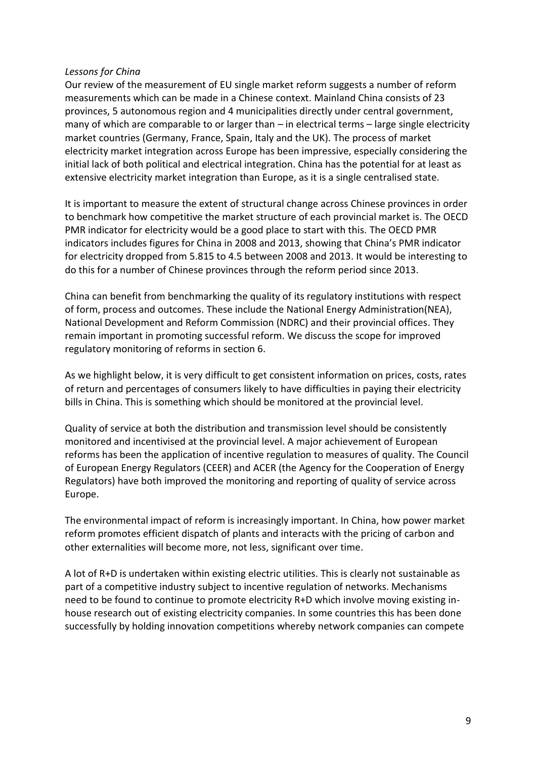*Lessons for China*

Our review of the measurement of EU single market reform suggests a number of reform measurements which can be made in a Chinese context. Mainland China consists of 23 provinces, 5 autonomous region and 4 municipalities directly under central government, many of which are comparable to or larger than – in electrical terms – large single electricity market countries (Germany, France, Spain, Italy and the UK). The process of market electricity market integration across Europe has been impressive, especially considering the initial lack of both political and electrical integration. China has the potential for at least as extensive electricity market integration than Europe, as it is a single centralised state.

It is important to measure the extent of structural change across Chinese provinces in order to benchmark how competitive the market structure of each provincial market is. The OECD PMR indicator for electricity would be a good place to start with this. The OECD PMR indicators includes figures for China in 2008 and 2013, showing that China's PMR indicator for electricity dropped from 5.815 to 4.5 between 2008 and 2013. It would be interesting to do this for a number of Chinese provinces through the reform period since 2013.

China can benefit from benchmarking the quality of its regulatory institutions with respect of form, process and outcomes. These include the National Energy Administration(NEA), National Development and Reform Commission (NDRC) and their provincial offices. They remain important in promoting successful reform. We discuss the scope for improved regulatory monitoring of reforms in section 6.

As we highlight below, it is very difficult to get consistent information on prices, costs, rates of return and percentages of consumers likely to have difficulties in paying their electricity bills in China. This is something which should be monitored at the provincial level.

Quality of service at both the distribution and transmission level should be consistently monitored and incentivised at the provincial level. A major achievement of European reforms has been the application of incentive regulation to measures of quality. The Council of European Energy Regulators (CEER) and ACER (the Agency for the Cooperation of Energy Regulators) have both improved the monitoring and reporting of quality of service across Europe.

The environmental impact of reform is increasingly important. In China, how power market reform promotes efficient dispatch of plants and interacts with the pricing of carbon and other externalities will become more, not less, significant over time.

A lot of R+D is undertaken within existing electric utilities. This is clearly not sustainable as part of a competitive industry subject to incentive regulation of networks. Mechanisms need to be found to continue to promote electricity R+D which involve moving existing in-house research out of existing electricity companies. In some countries this has been done successfully by holding innovation competitions whereby network companies can compete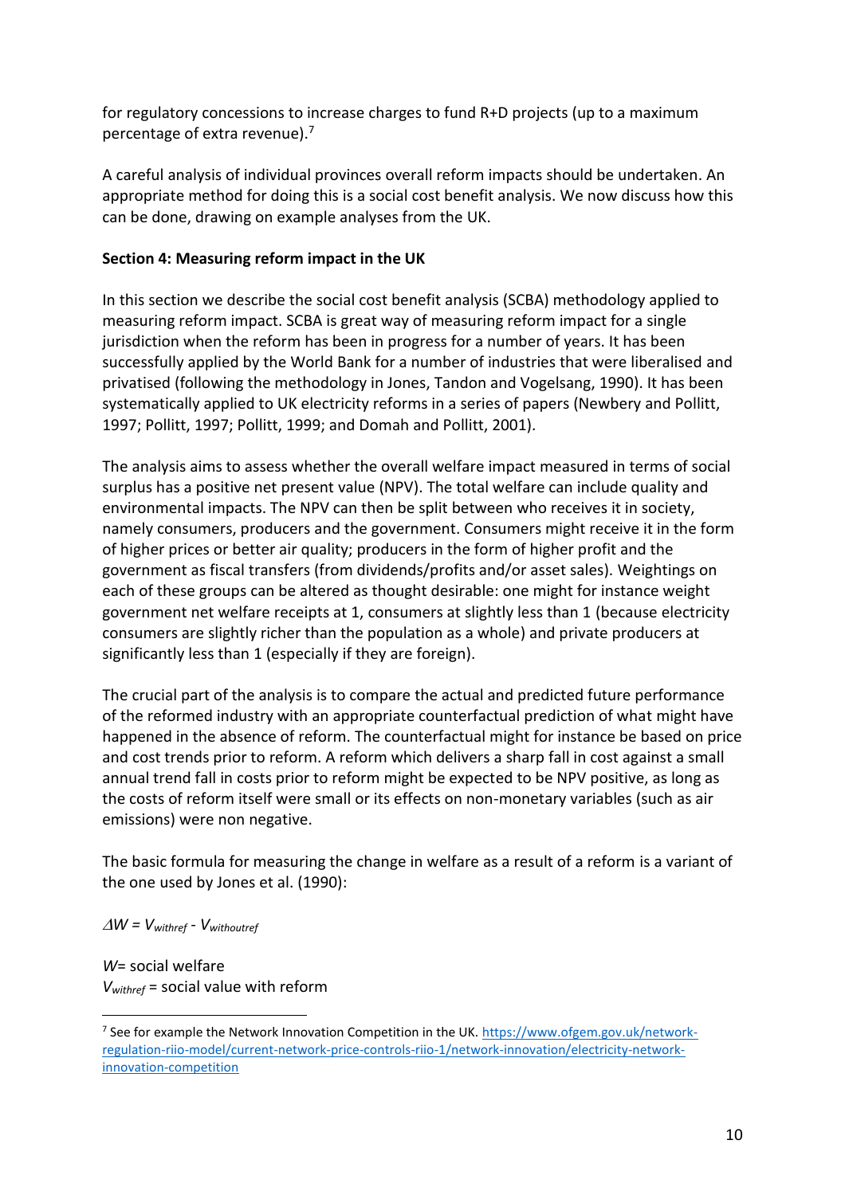for regulatory concessions to increase charges to fund R+D projects (up to a maximum percentage of extra revenue).[7]

A careful analysis of individual provinces overall reform impacts should be undertaken. An appropriate method for doing this is a social cost benefit analysis. We now discuss how this can be done, drawing on example analyses from the UK.

**Section 4: Measuring reform impact in the UK**

In this section we describe the social cost benefit analysis (SCBA) methodology applied to measuring reform impact. SCBA is great way of measuring reform impact for a single jurisdiction when the reform has been in progress for a number of years. It has been successfully applied by the World Bank for a number of industries that were liberalised and privatised (following the methodology in Jones, Tandon and Vogelsang, 1990). It has been systematically applied to UK electricity reforms in a series of papers (Newbery and Pollitt, 1997; Pollitt, 1997; Pollitt, 1999; and Domah and Pollitt, 2001).

The analysis aims to assess whether the overall welfare impact measured in terms of social surplus has a positive net present value (NPV). The total welfare can include quality and environmental impacts. The NPV can then be split between who receives it in society, namely consumers, producers and the government. Consumers might receive it in the form of higher prices or better air quality; producers in the form of higher profit and the government as fiscal transfers (from dividends/profits and/or asset sales). Weightings on each of these groups can be altered as thought desirable: one might for instance weight government net welfare receipts at 1, consumers at slightly less than 1 (because electricity consumers are slightly richer than the population as a whole) and private producers at significantly less than 1 (especially if they are foreign).

The crucial part of the analysis is to compare the actual and predicted future performance of the reformed industry with an appropriate counterfactual prediction of what might have happened in the absence of reform. The counterfactual might for instance be based on price and cost trends prior to reform. A reform which delivers a sharp fall in cost against a small annual trend fall in costs prior to reform might be expected to be NPV positive, as long as the costs of reform itself were small or its effects on non-monetary variables (such as air emissions) were non negative.

The basic formula for measuring the change in welfare as a result of a reform is a variant of the one used by Jones et al. (1990):

$$\Delta W = V_{withref} - V_{withoutref}$$

$W$= social welfare
$V_{withref}$ = social value with reform

[7] See for example the Network Innovation Competition in the UK. https://www.ofgem.gov.uk/network-regulation-riio-model/current-network-price-controls-riio-1/network-innovation/electricity-network-innovation-competition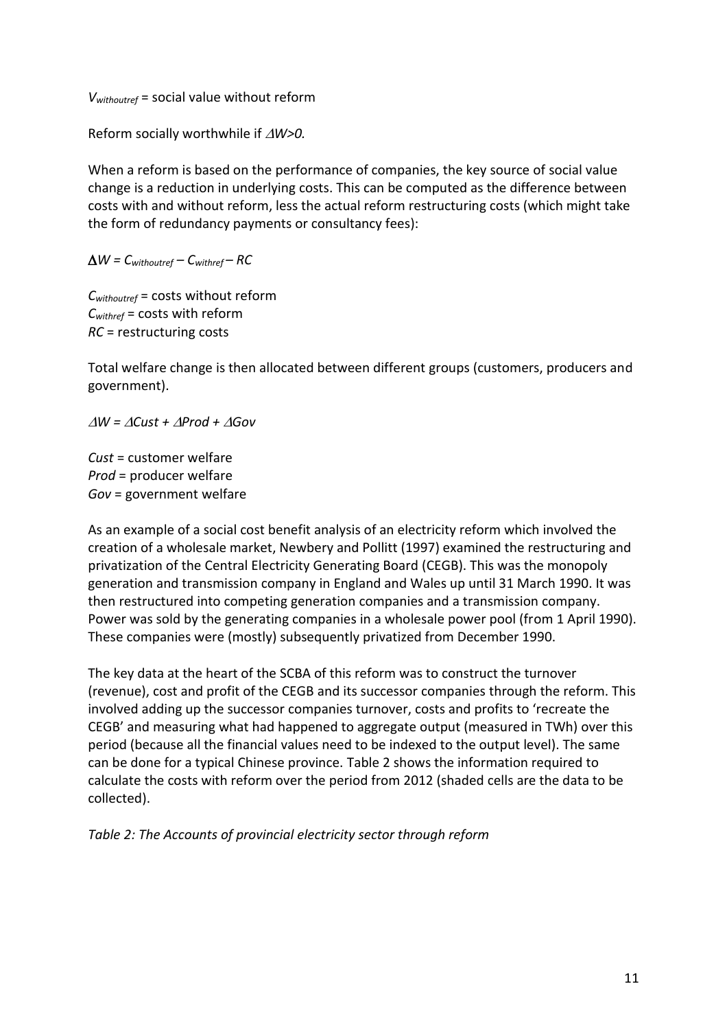$V_{withoutref}$ = social value without reform

Reform socially worthwhile if $\Delta W>0$.

When a reform is based on the performance of companies, the key source of social value change is a reduction in underlying costs. This can be computed as the difference between costs with and without reform, less the actual reform restructuring costs (which might take the form of redundancy payments or consultancy fees):

$$\Delta W = C_{withoutref} - C_{withref} - RC$$

$C_{withoutref}$ = costs without reform
$C_{withref}$ = costs with reform
$RC$ = restructuring costs

Total welfare change is then allocated between different groups (customers, producers and government).

$$\Delta W = \Delta Cust + \Delta Prod + \Delta Gov$$

$Cust$ = customer welfare
$Prod$ = producer welfare
$Gov$ = government welfare

As an example of a social cost benefit analysis of an electricity reform which involved the creation of a wholesale market, Newbery and Pollitt (1997) examined the restructuring and privatization of the Central Electricity Generating Board (CEGB). This was the monopoly generation and transmission company in England and Wales up until 31 March 1990. It was then restructured into competing generation companies and a transmission company. Power was sold by the generating companies in a wholesale power pool (from 1 April 1990). These companies were (mostly) subsequently privatized from December 1990.

The key data at the heart of the SCBA of this reform was to construct the turnover (revenue), cost and profit of the CEGB and its successor companies through the reform. This involved adding up the successor companies turnover, costs and profits to 'recreate the CEGB' and measuring what had happened to aggregate output (measured in TWh) over this period (because all the financial values need to be indexed to the output level). The same can be done for a typical Chinese province. Table 2 shows the information required to calculate the costs with reform over the period from 2012 (shaded cells are the data to be collected).

*Table 2: The Accounts of provincial electricity sector through reform*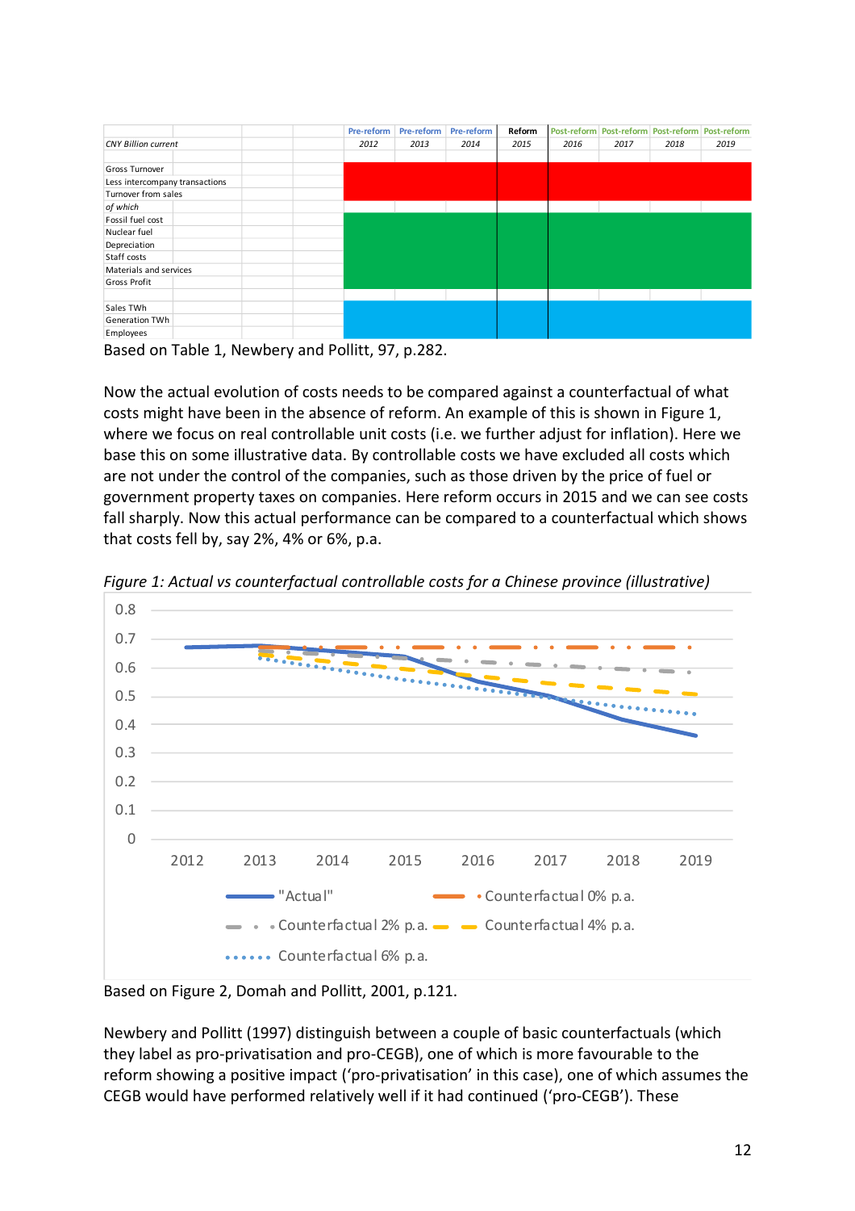| CNY Billion current | | | | Pre-reform 2012 | Pre-reform 2013 | Pre-reform 2014 | Reform 2015 | Post-reform 2016 | Post-reform 2017 | Post-reform 2018 | Post-reform 2019 |
|---|---|---|---|---|---|---|---|---|---|---|---|
| | | | | | | | | | | | |
| Gross Turnover | | | | | | | | | | | |
| Less intercompany transactions | | | | | | | | | | | |
| Turnover from sales | | | | | | | | | | | |
| *of which* | | | | | | | | | | | |
| Fossil fuel cost | | | | | | | | | | | |
| Nuclear fuel | | | | | | | | | | | |
| Depreciation | | | | | | | | | | | |
| Staff costs | | | | | | | | | | | |
| Materials and services | | | | | | | | | | | |
| Gross Profit | | | | | | | | | | | |
| | | | | | | | | | | | |
| Sales TWh | | | | | | | | | | | |
| Generation TWh | | | | | | | | | | | |
| Employees | | | | | | | | | | | |

Based on Table 1, Newbery and Pollitt, 97, p.282.

Now the actual evolution of costs needs to be compared against a counterfactual of what costs might have been in the absence of reform. An example of this is shown in Figure 1, where we focus on real controllable unit costs (i.e. we further adjust for inflation). Here we base this on some illustrative data. By controllable costs we have excluded all costs which are not under the control of the companies, such as those driven by the price of fuel or government property taxes on companies. Here reform occurs in 2015 and we can see costs fall sharply. Now this actual performance can be compared to a counterfactual which shows that costs fell by, say 2%, 4% or 6%, p.a.

*Figure 1: Actual vs counterfactual controllable costs for a Chinese province (illustrative)*

Based on Figure 2, Domah and Pollitt, 2001, p.121.

Newbery and Pollitt (1997) distinguish between a couple of basic counterfactuals (which they label as pro-privatisation and pro-CEGB), one of which is more favourable to the reform showing a positive impact ('pro-privatisation' in this case), one of which assumes the CEGB would have performed relatively well if it had continued ('pro-CEGB'). These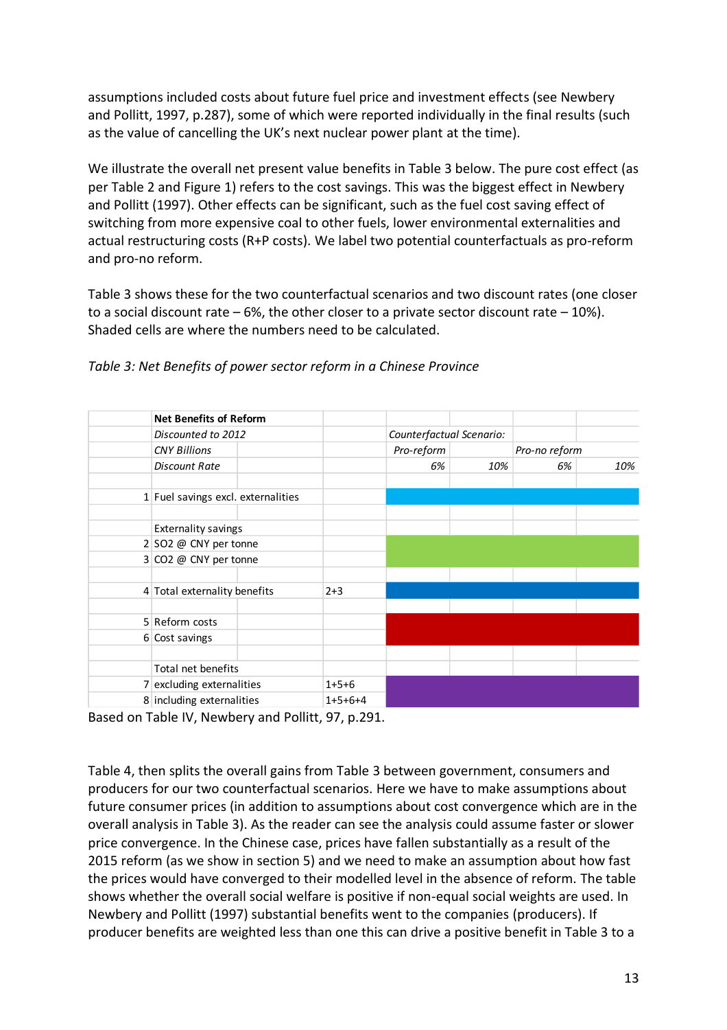assumptions included costs about future fuel price and investment effects (see Newbery and Pollitt, 1997, p.287), some of which were reported individually in the final results (such as the value of cancelling the UK's next nuclear power plant at the time).

We illustrate the overall net present value benefits in Table 3 below. The pure cost effect (as per Table 2 and Figure 1) refers to the cost savings. This was the biggest effect in Newbery and Pollitt (1997). Other effects can be significant, such as the fuel cost saving effect of switching from more expensive coal to other fuels, lower environmental externalities and actual restructuring costs (R+P costs). We label two potential counterfactuals as pro-reform and pro-no reform.

Table 3 shows these for the two counterfactual scenarios and two discount rates (one closer to a social discount rate – 6%, the other closer to a private sector discount rate – 10%). Shaded cells are where the numbers need to be calculated.

*Table 3: Net Benefits of power sector reform in a Chinese Province*

| | **Net Benefits of Reform** | | | | | |
|---|---|---|---|---|---|---|
| | *Discounted to 2012* | | *Counterfactual Scenario:* | | | |
| | *CNY Billions* | | *Pro-reform* | | *Pro-no reform* | |
| | *Discount Rate* | | *6%* | *10%* | *6%* | *10%* |
| | | | | | | |
| 1 | Fuel savings excl. externalities | | | | | |
| | | | | | | |
| | Externality savings | | | | | |
| 2 | $SO_2$ @ CNY per tonne | | | | | |
| 3 | $CO_2$ @ CNY per tonne | | | | | |
| | | | | | | |
| 4 | Total externality benefits | 2+3 | | | | |
| | | | | | | |
| 5 | Reform costs | | | | | |
| 6 | Cost savings | | | | | |
| | | | | | | |
| | Total net benefits | | | | | |
| 7 | excluding externalities | 1+5+6 | | | | |
| 8 | including externalities | 1+5+6+4 | | | | |

Based on Table IV, Newbery and Pollitt, 97, p.291.

Table 4, then splits the overall gains from Table 3 between government, consumers and producers for our two counterfactual scenarios. Here we have to make assumptions about future consumer prices (in addition to assumptions about cost convergence which are in the overall analysis in Table 3). As the reader can see the analysis could assume faster or slower price convergence. In the Chinese case, prices have fallen substantially as a result of the 2015 reform (as we show in section 5) and we need to make an assumption about how fast the prices would have converged to their modelled level in the absence of reform. The table shows whether the overall social welfare is positive if non-equal social weights are used. In Newbery and Pollitt (1997) substantial benefits went to the companies (producers). If producer benefits are weighted less than one this can drive a positive benefit in Table 3 to a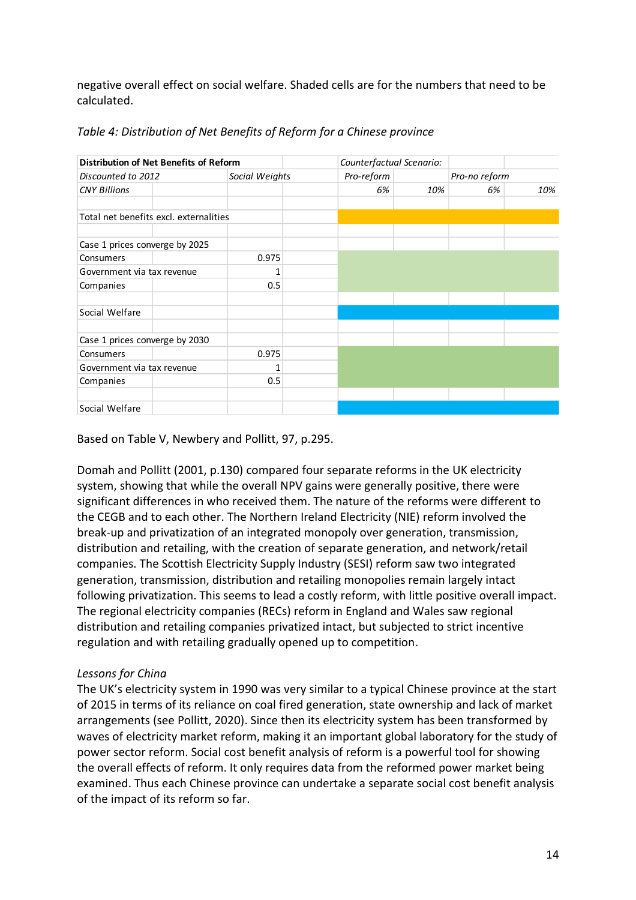negative overall effect on social welfare. Shaded cells are for the numbers that need to be calculated.

*Table 4: Distribution of Net Benefits of Reform for a Chinese province*

| **Distribution of Net Benefits of Reform** | | | *Counterfactual Scenario:* | | | |
|---|---|---|---|---|---|---|
| *Discounted to 2012* | *Social Weights* | | *Pro-reform* | | *Pro-no reform* | |
| *CNY Billions* | | | *6%* | *10%* | *6%* | *10%* |
| | | | | | | |
| Total net benefits excl. externalities | | | | | | |
| | | | | | | |
| Case 1 prices converge by 2025 | | | | | | |
| Consumers | 0.975 | | | | | |
| Government via tax revenue | 1 | | | | | |
| Companies | 0.5 | | | | | |
| | | | | | | |
| Social Welfare | | | | | | |
| | | | | | | |
| Case 1 prices converge by 2030 | | | | | | |
| Consumers | 0.975 | | | | | |
| Government via tax revenue | 1 | | | | | |
| Companies | 0.5 | | | | | |
| | | | | | | |
| Social Welfare | | | | | | |

Based on Table V, Newbery and Pollitt, 97, p.295.

Domah and Pollitt (2001, p.130) compared four separate reforms in the UK electricity system, showing that while the overall NPV gains were generally positive, there were significant differences in who received them. The nature of the reforms were different to the CEGB and to each other. The Northern Ireland Electricity (NIE) reform involved the break-up and privatization of an integrated monopoly over generation, transmission, distribution and retailing, with the creation of separate generation, and network/retail companies. The Scottish Electricity Supply Industry (SESI) reform saw two integrated generation, transmission, distribution and retailing monopolies remain largely intact following privatization. This seems to lead a costly reform, with little positive overall impact. The regional electricity companies (RECs) reform in England and Wales saw regional distribution and retailing companies privatized intact, but subjected to strict incentive regulation and with retailing gradually opened up to competition.

*Lessons for China*

The UK's electricity system in 1990 was very similar to a typical Chinese province at the start of 2015 in terms of its reliance on coal fired generation, state ownership and lack of market arrangements (see Pollitt, 2020). Since then its electricity system has been transformed by waves of electricity market reform, making it an important global laboratory for the study of power sector reform. Social cost benefit analysis of reform is a powerful tool for showing the overall effects of reform. It only requires data from the reformed power market being examined. Thus each Chinese province can undertake a separate social cost benefit analysis of the impact of its reform so far.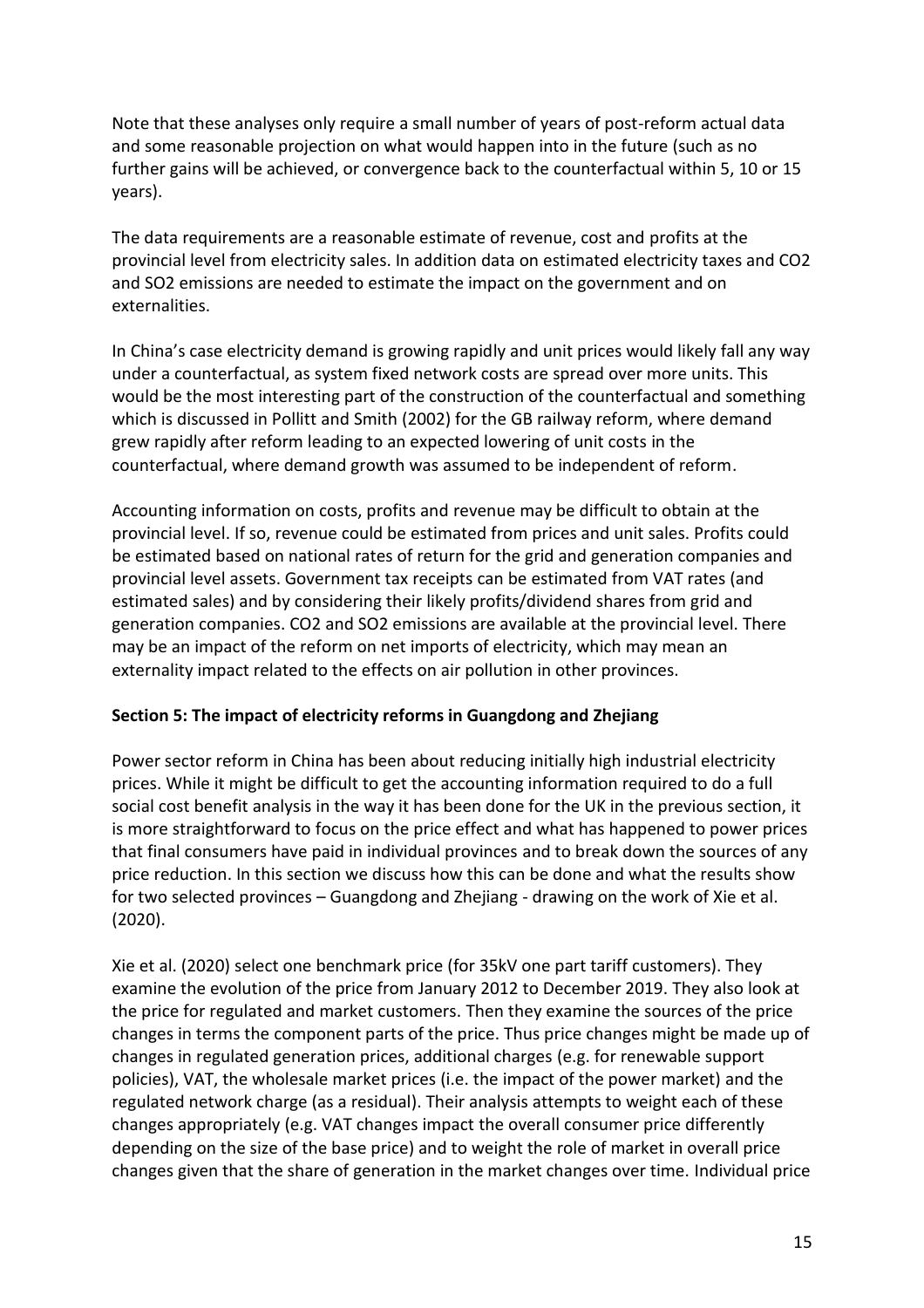Note that these analyses only require a small number of years of post-reform actual data and some reasonable projection on what would happen into in the future (such as no further gains will be achieved, or convergence back to the counterfactual within 5, 10 or 15 years).

The data requirements are a reasonable estimate of revenue, cost and profits at the provincial level from electricity sales. In addition data on estimated electricity taxes and $CO_2$ and $SO_2$ emissions are needed to estimate the impact on the government and on externalities.

In China's case electricity demand is growing rapidly and unit prices would likely fall any way under a counterfactual, as system fixed network costs are spread over more units. This would be the most interesting part of the construction of the counterfactual and something which is discussed in Pollitt and Smith (2002) for the GB railway reform, where demand grew rapidly after reform leading to an expected lowering of unit costs in the counterfactual, where demand growth was assumed to be independent of reform.

Accounting information on costs, profits and revenue may be difficult to obtain at the provincial level. If so, revenue could be estimated from prices and unit sales. Profits could be estimated based on national rates of return for the grid and generation companies and provincial level assets. Government tax receipts can be estimated from VAT rates (and estimated sales) and by considering their likely profits/dividend shares from grid and generation companies. $CO_2$ and $SO_2$ emissions are available at the provincial level. There may be an impact of the reform on net imports of electricity, which may mean an externality impact related to the effects on air pollution in other provinces.

## Section 5: The impact of electricity reforms in Guangdong and Zhejiang

Power sector reform in China has been about reducing initially high industrial electricity prices. While it might be difficult to get the accounting information required to do a full social cost benefit analysis in the way it has been done for the UK in the previous section, it is more straightforward to focus on the price effect and what has happened to power prices that final consumers have paid in individual provinces and to break down the sources of any price reduction. In this section we discuss how this can be done and what the results show for two selected provinces – Guangdong and Zhejiang - drawing on the work of Xie et al. (2020).

Xie et al. (2020) select one benchmark price (for 35kV one part tariff customers). They examine the evolution of the price from January 2012 to December 2019. They also look at the price for regulated and market customers. Then they examine the sources of the price changes in terms the component parts of the price. Thus price changes might be made up of changes in regulated generation prices, additional charges (e.g. for renewable support policies), VAT, the wholesale market prices (i.e. the impact of the power market) and the regulated network charge (as a residual). Their analysis attempts to weight each of these changes appropriately (e.g. VAT changes impact the overall consumer price differently depending on the size of the base price) and to weight the role of market in overall price changes given that the share of generation in the market changes over time. Individual price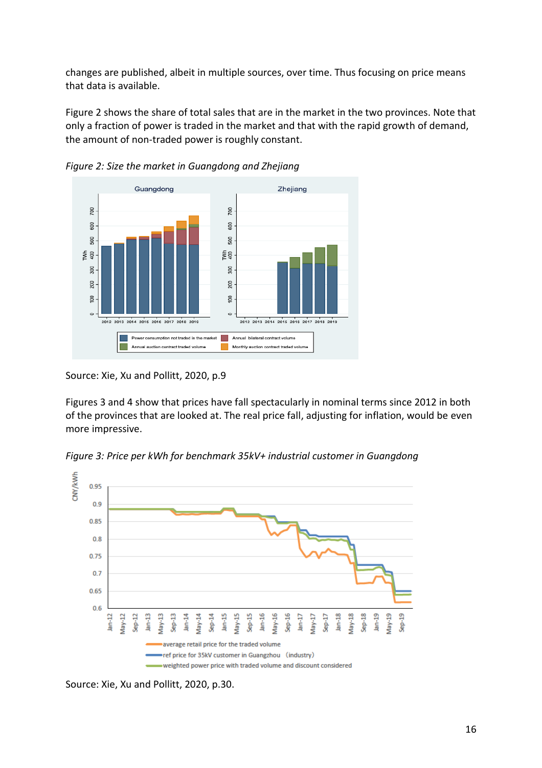changes are published, albeit in multiple sources, over time. Thus focusing on price means that data is available.

Figure 2 shows the share of total sales that are in the market in the two provinces. Note that only a fraction of power is traded in the market and that with the rapid growth of demand, the amount of non-traded power is roughly constant.

*Figure 2: Size the market in Guangdong and Zhejiang*

Source: Xie, Xu and Pollitt, 2020, p.9

Figures 3 and 4 show that prices have fall spectacularly in nominal terms since 2012 in both of the provinces that are looked at. The real price fall, adjusting for inflation, would be even more impressive.

*Figure 3: Price per kWh for benchmark 35kV+ industrial customer in Guangdong*

Source: Xie, Xu and Pollitt, 2020, p.30.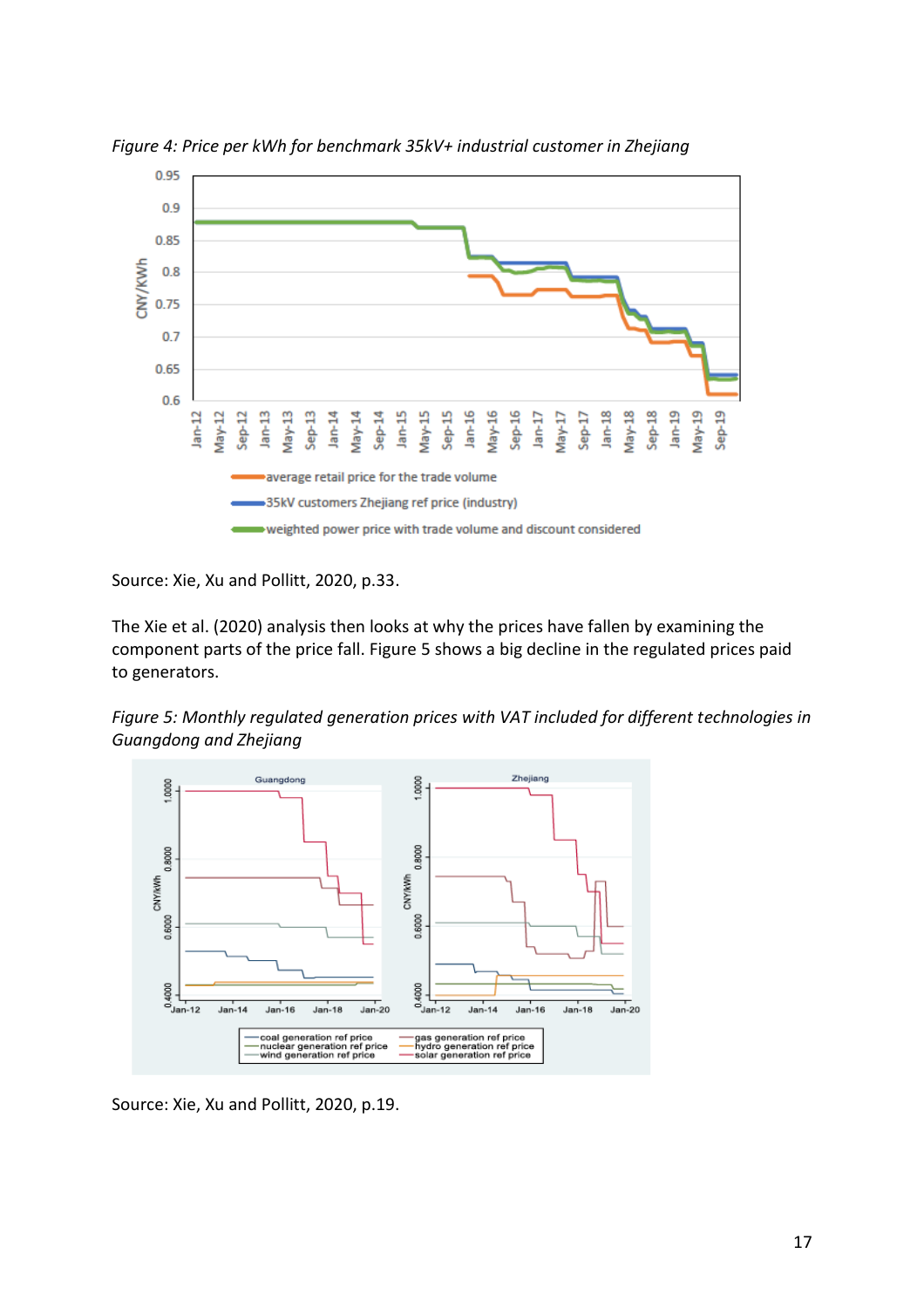*Figure 4: Price per kWh for benchmark 35kV+ industrial customer in Zhejiang*

Source: Xie, Xu and Pollitt, 2020, p.33.

The Xie et al. (2020) analysis then looks at why the prices have fallen by examining the component parts of the price fall. Figure 5 shows a big decline in the regulated prices paid to generators.

*Figure 5: Monthly regulated generation prices with VAT included for different technologies in Guangdong and Zhejiang*

Source: Xie, Xu and Pollitt, 2020, p.19.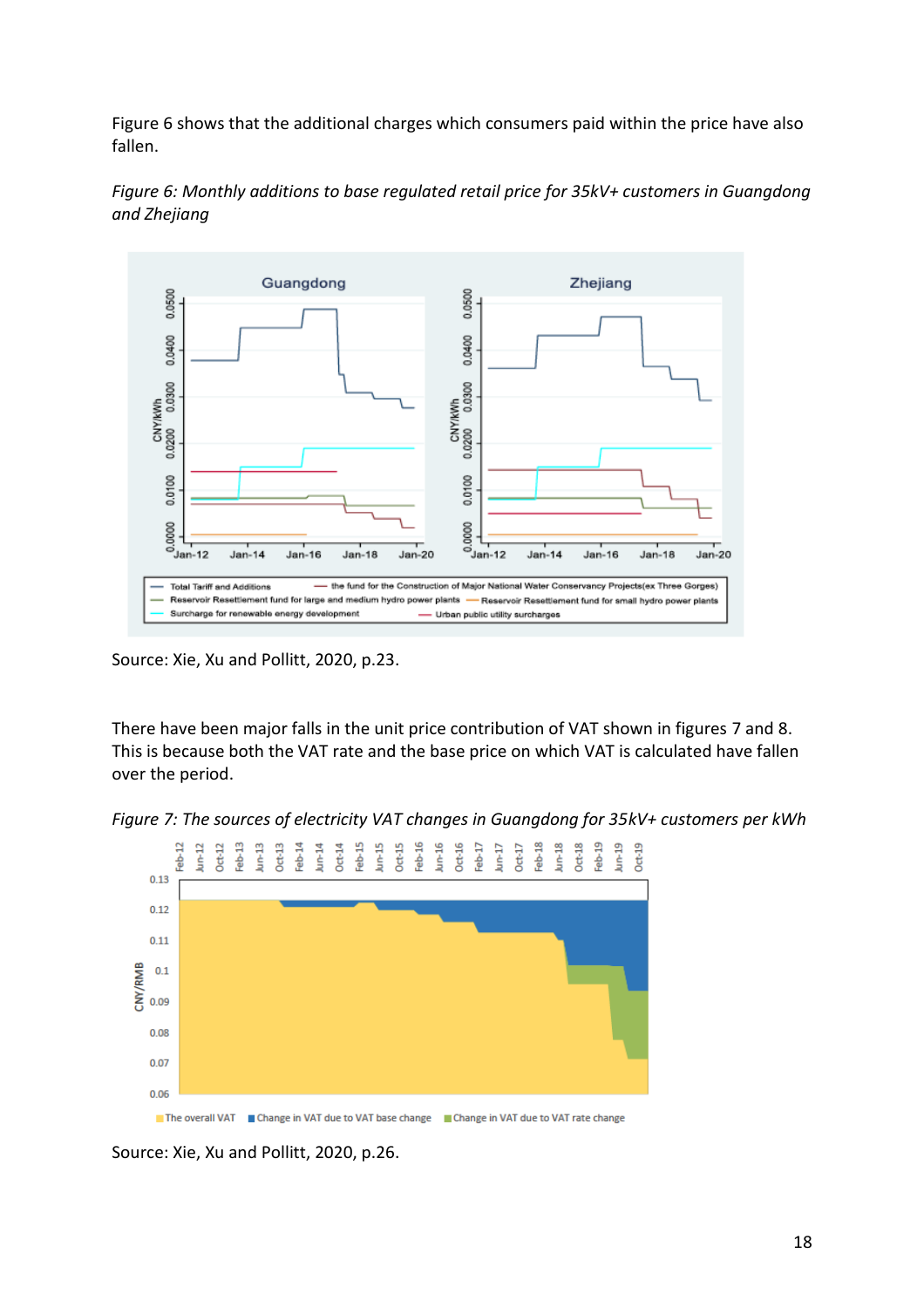Figure 6 shows that the additional charges which consumers paid within the price have also fallen.

*Figure 6: Monthly additions to base regulated retail price for 35kV+ customers in Guangdong and Zhejiang*

Source: Xie, Xu and Pollitt, 2020, p.23.

There have been major falls in the unit price contribution of VAT shown in figures 7 and 8. This is because both the VAT rate and the base price on which VAT is calculated have fallen over the period.

*Figure 7: The sources of electricity VAT changes in Guangdong for 35kV+ customers per kWh*

Source: Xie, Xu and Pollitt, 2020, p.26.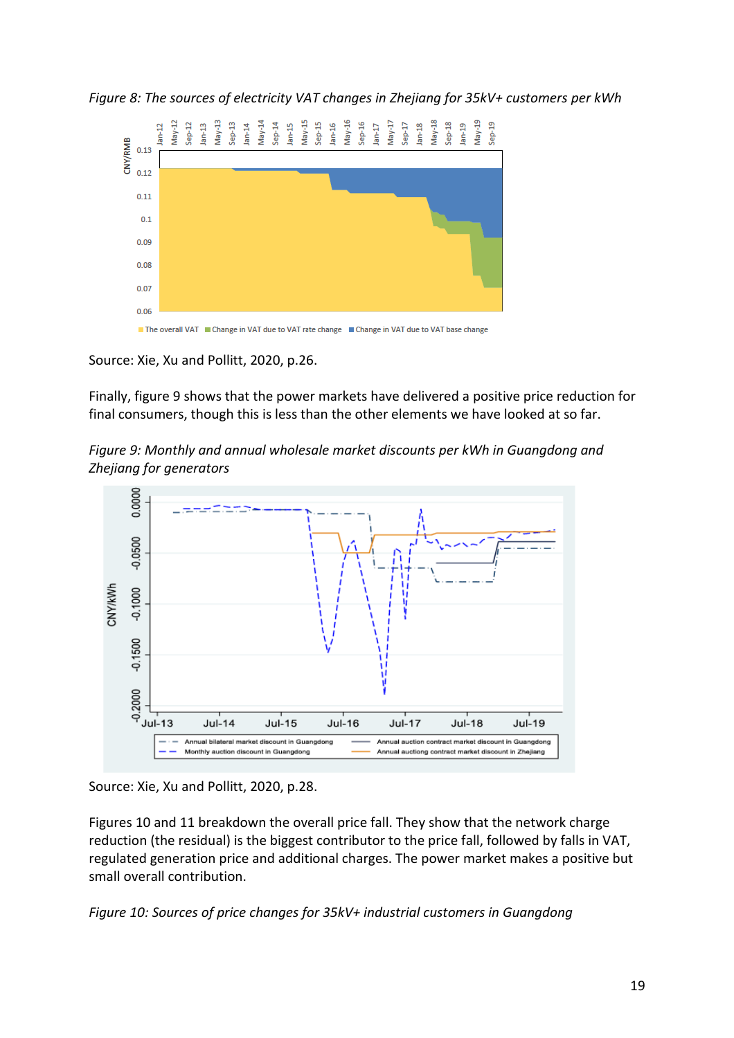*Figure 8: The sources of electricity VAT changes in Zhejiang for 35kV+ customers per kWh*

Source: Xie, Xu and Pollitt, 2020, p.26.

Finally, figure 9 shows that the power markets have delivered a positive price reduction for final consumers, though this is less than the other elements we have looked at so far.

*Figure 9: Monthly and annual wholesale market discounts per kWh in Guangdong and Zhejiang for generators*

Source: Xie, Xu and Pollitt, 2020, p.28.

Figures 10 and 11 breakdown the overall price fall. They show that the network charge reduction (the residual) is the biggest contributor to the price fall, followed by falls in VAT, regulated generation price and additional charges. The power market makes a positive but small overall contribution.

*Figure 10: Sources of price changes for 35kV+ industrial customers in Guangdong*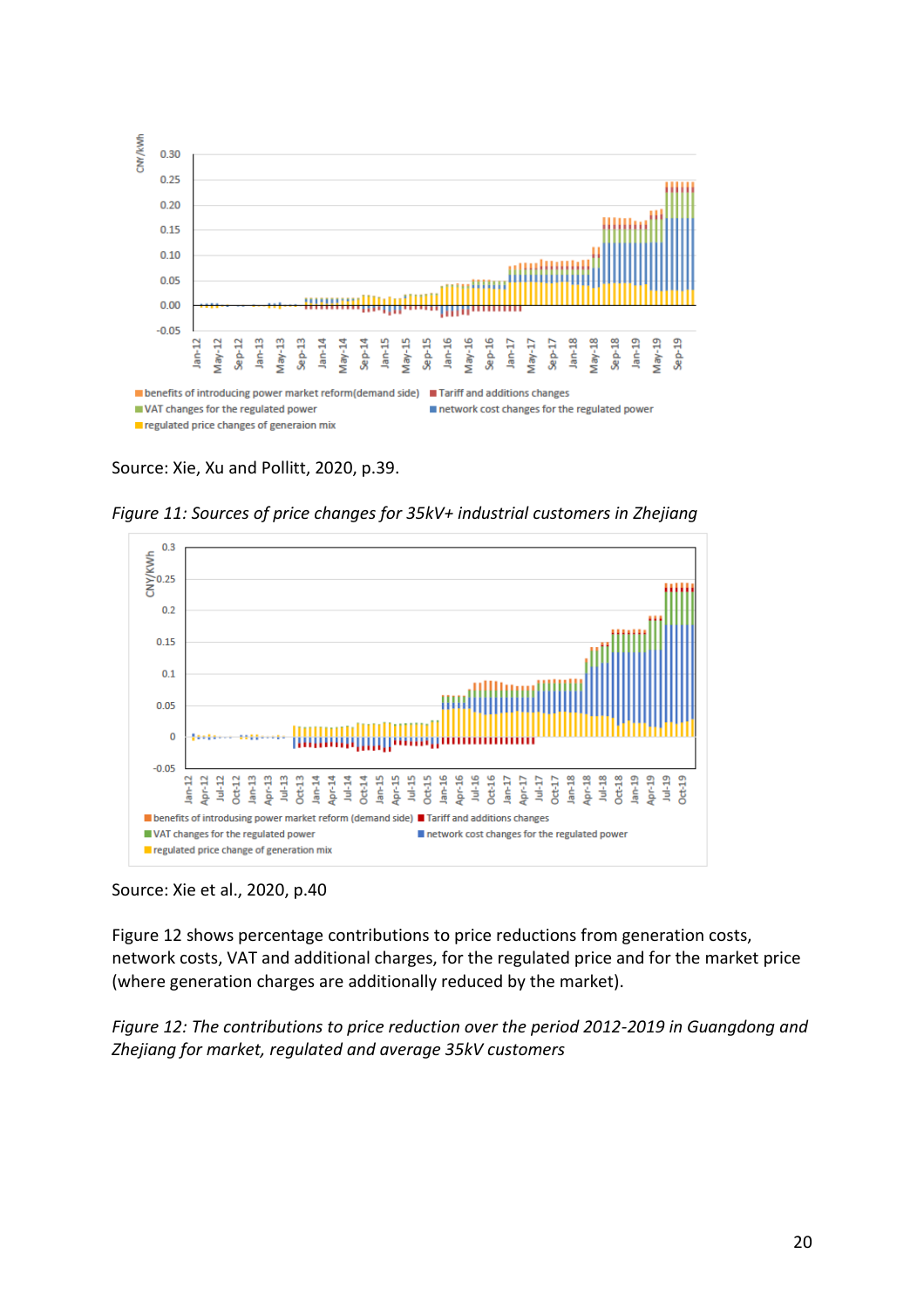Source: Xie, Xu and Pollitt, 2020, p.39.

*Figure 11: Sources of price changes for 35kV+ industrial customers in Zhejiang*

Source: Xie et al., 2020, p.40

Figure 12 shows percentage contributions to price reductions from generation costs, network costs, VAT and additional charges, for the regulated price and for the market price (where generation charges are additionally reduced by the market).

*Figure 12: The contributions to price reduction over the period 2012-2019 in Guangdong and Zhejiang for market, regulated and average 35kV customers*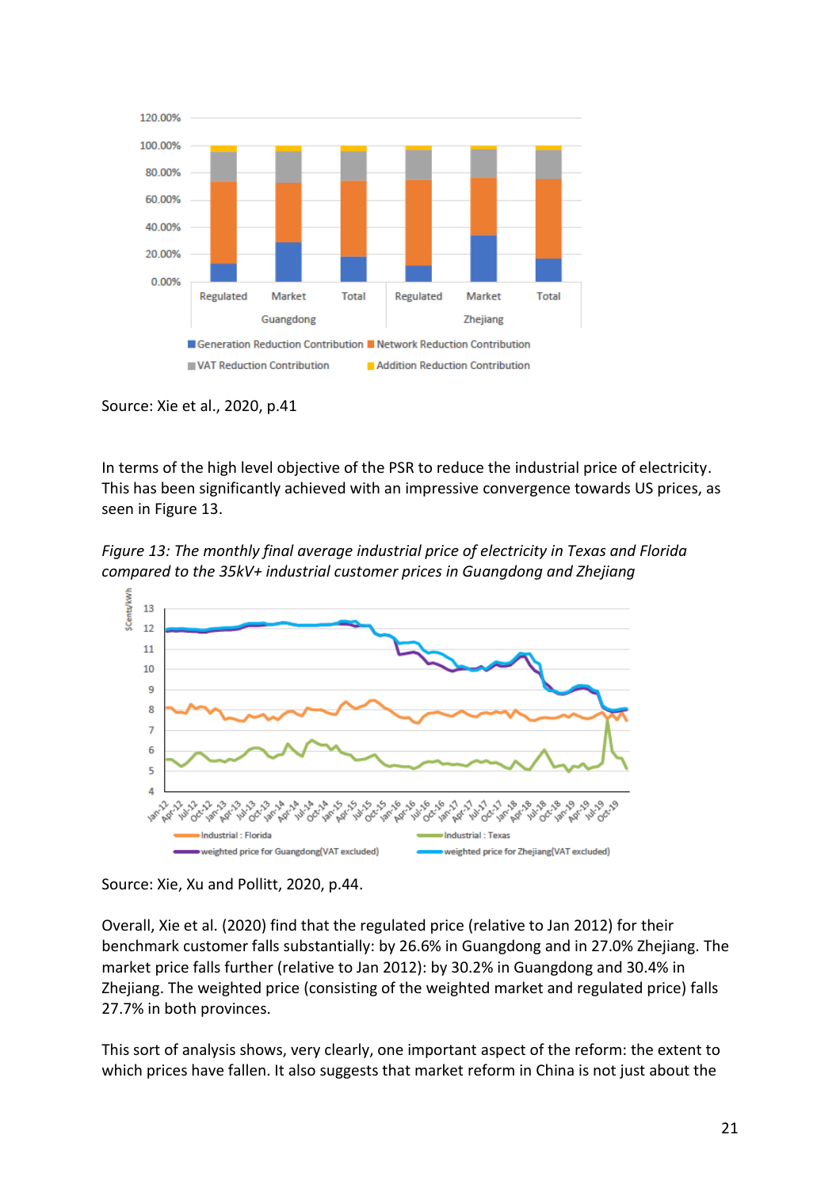Source: Xie et al., 2020, p.41

In terms of the high level objective of the PSR to reduce the industrial price of electricity. This has been significantly achieved with an impressive convergence towards US prices, as seen in Figure 13.

*Figure 13: The monthly final average industrial price of electricity in Texas and Florida compared to the 35kV+ industrial customer prices in Guangdong and Zhejiang*

Source: Xie, Xu and Pollitt, 2020, p.44.

Overall, Xie et al. (2020) find that the regulated price (relative to Jan 2012) for their benchmark customer falls substantially: by 26.6% in Guangdong and in 27.0% Zhejiang. The market price falls further (relative to Jan 2012): by 30.2% in Guangdong and 30.4% in Zhejiang. The weighted price (consisting of the weighted market and regulated price) falls 27.7% in both provinces.

This sort of analysis shows, very clearly, one important aspect of the reform: the extent to which prices have fallen. It also suggests that market reform in China is not just about the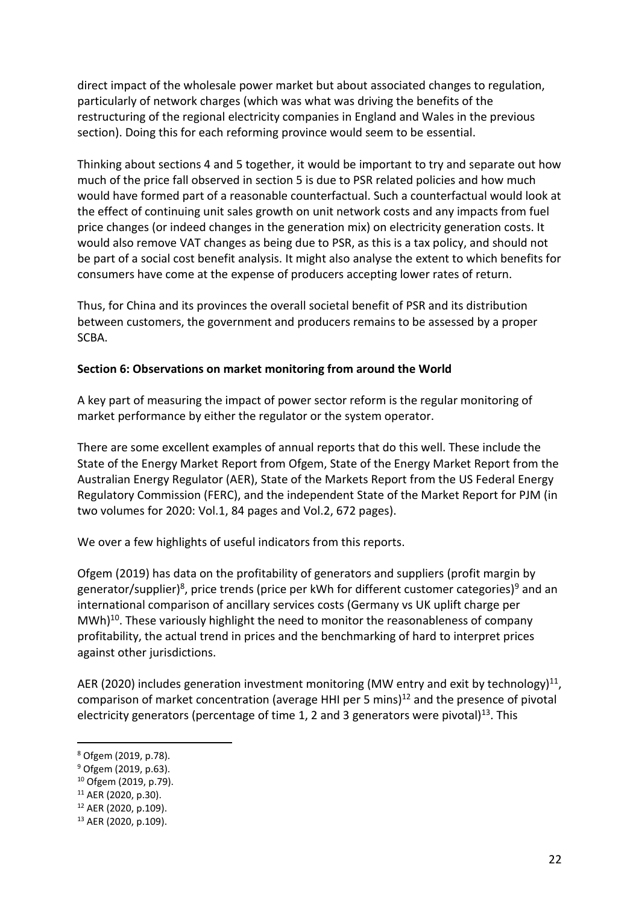direct impact of the wholesale power market but about associated changes to regulation, particularly of network charges (which was what was driving the benefits of the restructuring of the regional electricity companies in England and Wales in the previous section). Doing this for each reforming province would seem to be essential.

Thinking about sections 4 and 5 together, it would be important to try and separate out how much of the price fall observed in section 5 is due to PSR related policies and how much would have formed part of a reasonable counterfactual. Such a counterfactual would look at the effect of continuing unit sales growth on unit network costs and any impacts from fuel price changes (or indeed changes in the generation mix) on electricity generation costs. It would also remove VAT changes as being due to PSR, as this is a tax policy, and should not be part of a social cost benefit analysis. It might also analyse the extent to which benefits for consumers have come at the expense of producers accepting lower rates of return.

Thus, for China and its provinces the overall societal benefit of PSR and its distribution between customers, the government and producers remains to be assessed by a proper SCBA.

**Section 6: Observations on market monitoring from around the World**

A key part of measuring the impact of power sector reform is the regular monitoring of market performance by either the regulator or the system operator.

There are some excellent examples of annual reports that do this well. These include the State of the Energy Market Report from Ofgem, State of the Energy Market Report from the Australian Energy Regulator (AER), State of the Markets Report from the US Federal Energy Regulatory Commission (FERC), and the independent State of the Market Report for PJM (in two volumes for 2020: Vol.1, 84 pages and Vol.2, 672 pages).

We over a few highlights of useful indicators from this reports.

Ofgem (2019) has data on the profitability of generators and suppliers (profit margin by generator/supplier)[8], price trends (price per kWh for different customer categories)[9] and an international comparison of ancillary services costs (Germany vs UK uplift charge per MWh)[10]. These variously highlight the need to monitor the reasonableness of company profitability, the actual trend in prices and the benchmarking of hard to interpret prices against other jurisdictions.

AER (2020) includes generation investment monitoring (MW entry and exit by technology)[11], comparison of market concentration (average HHI per 5 mins)[12] and the presence of pivotal electricity generators (percentage of time 1, 2 and 3 generators were pivotal)[13]. This

[8] Ofgem (2019, p.78).

[9] Ofgem (2019, p.63).

[10] Ofgem (2019, p.79).

[11] AER (2020, p.30).

[12] AER (2020, p.109).

[13] AER (2020, p.109).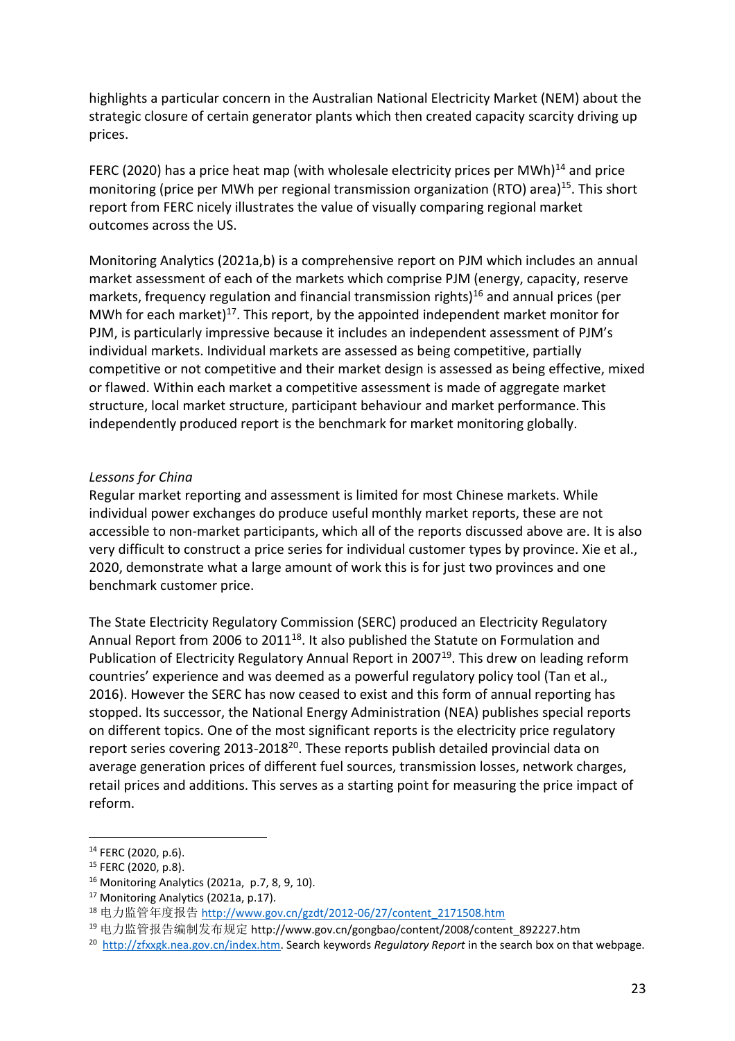highlights a particular concern in the Australian National Electricity Market (NEM) about the strategic closure of certain generator plants which then created capacity scarcity driving up prices.

FERC (2020) has a price heat map (with wholesale electricity prices per MWh)[14] and price monitoring (price per MWh per regional transmission organization (RTO) area)[15]. This short report from FERC nicely illustrates the value of visually comparing regional market outcomes across the US.

Monitoring Analytics (2021a,b) is a comprehensive report on PJM which includes an annual market assessment of each of the markets which comprise PJM (energy, capacity, reserve markets, frequency regulation and financial transmission rights)[16] and annual prices (per MWh for each market)[17]. This report, by the appointed independent market monitor for PJM, is particularly impressive because it includes an independent assessment of PJM's individual markets. Individual markets are assessed as being competitive, partially competitive or not competitive and their market design is assessed as being effective, mixed or flawed. Within each market a competitive assessment is made of aggregate market structure, local market structure, participant behaviour and market performance. This independently produced report is the benchmark for market monitoring globally.

*Lessons for China*

Regular market reporting and assessment is limited for most Chinese markets. While individual power exchanges do produce useful monthly market reports, these are not accessible to non-market participants, which all of the reports discussed above are. It is also very difficult to construct a price series for individual customer types by province. Xie et al., 2020, demonstrate what a large amount of work this is for just two provinces and one benchmark customer price.

The State Electricity Regulatory Commission (SERC) produced an Electricity Regulatory Annual Report from 2006 to 2011[18]. It also published the Statute on Formulation and Publication of Electricity Regulatory Annual Report in 2007[19]. This drew on leading reform countries' experience and was deemed as a powerful regulatory policy tool (Tan et al., 2016). However the SERC has now ceased to exist and this form of annual reporting has stopped. Its successor, the National Energy Administration (NEA) publishes special reports on different topics. One of the most significant reports is the electricity price regulatory report series covering 2013-2018[20]. These reports publish detailed provincial data on average generation prices of different fuel sources, transmission losses, network charges, retail prices and additions. This serves as a starting point for measuring the price impact of reform.

---

[14] FERC (2020, p.6).

[15] FERC (2020, p.8).

[16] Monitoring Analytics (2021a, p.7, 8, 9, 10).

[17] Monitoring Analytics (2021a, p.17).

[18] 电力监管年度报告 http://www.gov.cn/gzdt/2012-06/27/content_2171508.htm

[19] 电力监管报告编制发布规定 http://www.gov.cn/gongbao/content/2008/content_892227.htm

[20] http://zfxxgk.nea.gov.cn/index.htm. Search keywords *Regulatory Report* in the search box on that webpage.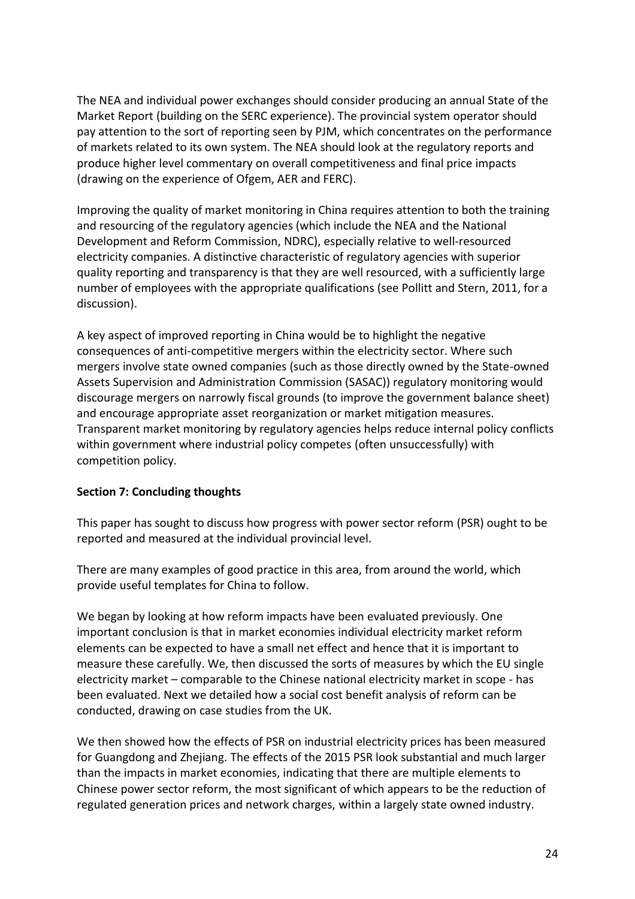The NEA and individual power exchanges should consider producing an annual State of the Market Report (building on the SERC experience). The provincial system operator should pay attention to the sort of reporting seen by PJM, which concentrates on the performance of markets related to its own system. The NEA should look at the regulatory reports and produce higher level commentary on overall competitiveness and final price impacts (drawing on the experience of Ofgem, AER and FERC).

Improving the quality of market monitoring in China requires attention to both the training and resourcing of the regulatory agencies (which include the NEA and the National Development and Reform Commission, NDRC), especially relative to well-resourced electricity companies. A distinctive characteristic of regulatory agencies with superior quality reporting and transparency is that they are well resourced, with a sufficiently large number of employees with the appropriate qualifications (see Pollitt and Stern, 2011, for a discussion).

A key aspect of improved reporting in China would be to highlight the negative consequences of anti-competitive mergers within the electricity sector. Where such mergers involve state owned companies (such as those directly owned by the State-owned Assets Supervision and Administration Commission (SASAC)) regulatory monitoring would discourage mergers on narrowly fiscal grounds (to improve the government balance sheet) and encourage appropriate asset reorganization or market mitigation measures. Transparent market monitoring by regulatory agencies helps reduce internal policy conflicts within government where industrial policy competes (often unsuccessfully) with competition policy.

**Section 7: Concluding thoughts**

This paper has sought to discuss how progress with power sector reform (PSR) ought to be reported and measured at the individual provincial level.

There are many examples of good practice in this area, from around the world, which provide useful templates for China to follow.

We began by looking at how reform impacts have been evaluated previously. One important conclusion is that in market economies individual electricity market reform elements can be expected to have a small net effect and hence that it is important to measure these carefully. We, then discussed the sorts of measures by which the EU single electricity market – comparable to the Chinese national electricity market in scope - has been evaluated. Next we detailed how a social cost benefit analysis of reform can be conducted, drawing on case studies from the UK.

We then showed how the effects of PSR on industrial electricity prices has been measured for Guangdong and Zhejiang. The effects of the 2015 PSR look substantial and much larger than the impacts in market economies, indicating that there are multiple elements to Chinese power sector reform, the most significant of which appears to be the reduction of regulated generation prices and network charges, within a largely state owned industry.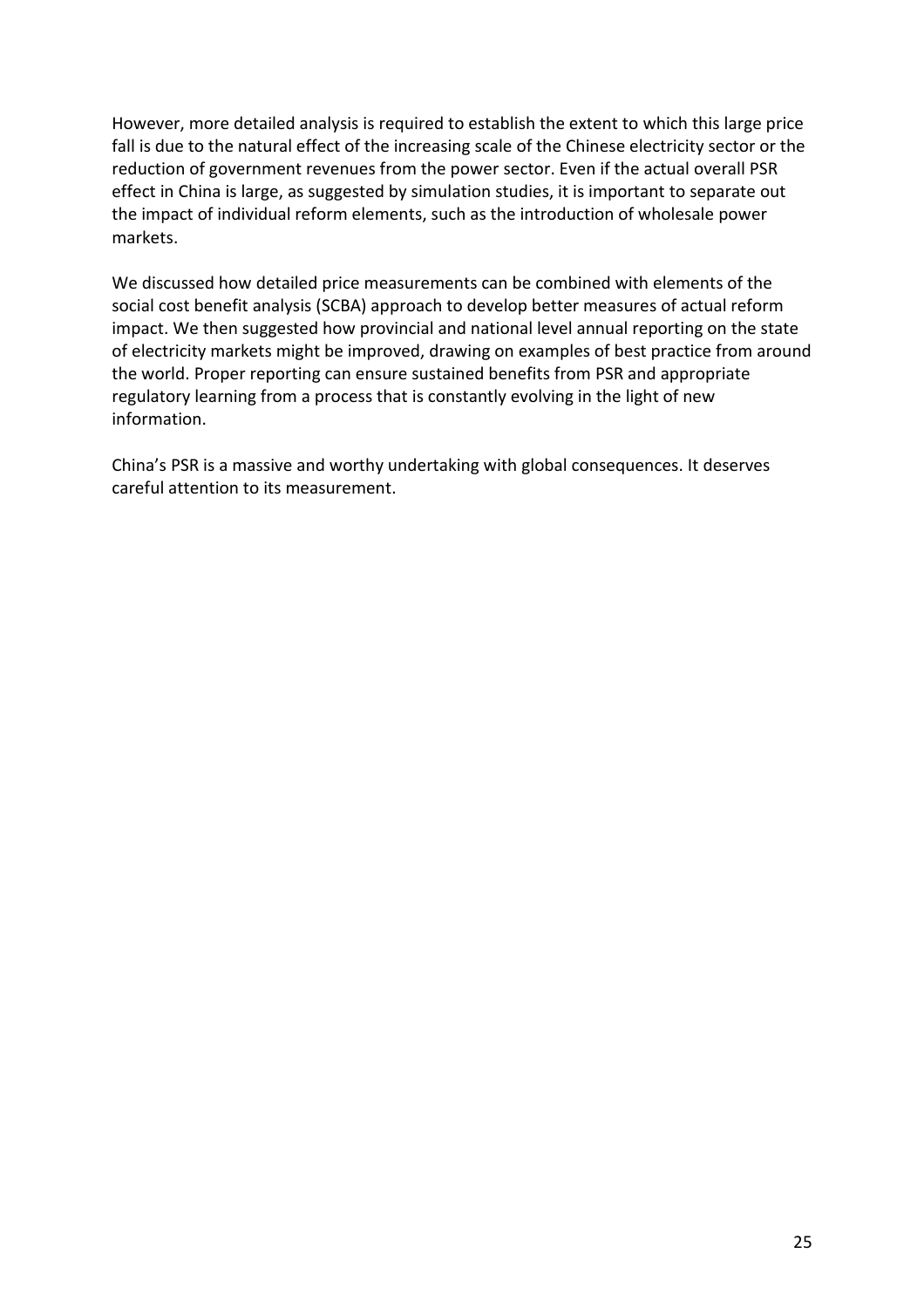However, more detailed analysis is required to establish the extent to which this large price fall is due to the natural effect of the increasing scale of the Chinese electricity sector or the reduction of government revenues from the power sector. Even if the actual overall PSR effect in China is large, as suggested by simulation studies, it is important to separate out the impact of individual reform elements, such as the introduction of wholesale power markets.

We discussed how detailed price measurements can be combined with elements of the social cost benefit analysis (SCBA) approach to develop better measures of actual reform impact. We then suggested how provincial and national level annual reporting on the state of electricity markets might be improved, drawing on examples of best practice from around the world. Proper reporting can ensure sustained benefits from PSR and appropriate regulatory learning from a process that is constantly evolving in the light of new information.

China's PSR is a massive and worthy undertaking with global consequences. It deserves careful attention to its measurement.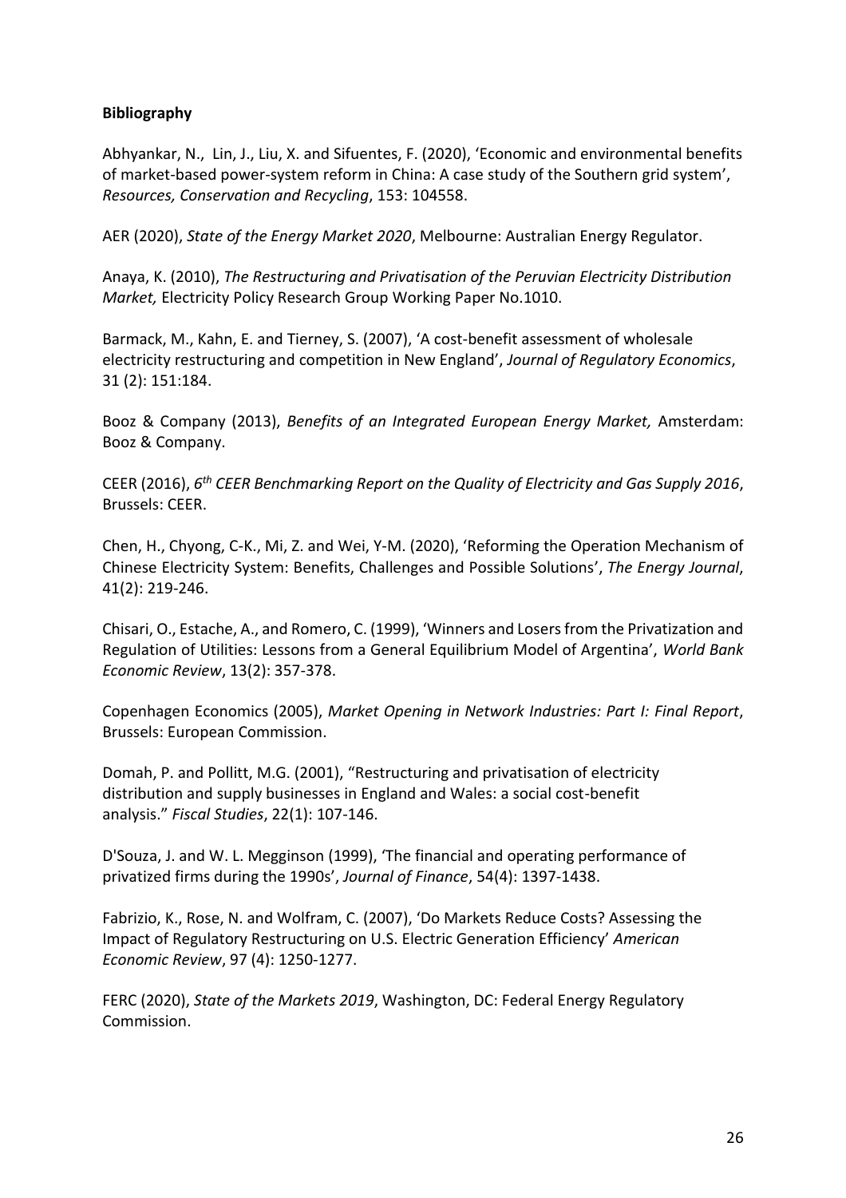**Bibliography**

Abhyankar, N., Lin, J., Liu, X. and Sifuentes, F. (2020), 'Economic and environmental benefits of market-based power-system reform in China: A case study of the Southern grid system', *Resources, Conservation and Recycling*, 153: 104558.

AER (2020), *State of the Energy Market 2020*, Melbourne: Australian Energy Regulator.

Anaya, K. (2010), *The Restructuring and Privatisation of the Peruvian Electricity Distribution Market,* Electricity Policy Research Group Working Paper No.1010.

Barmack, M., Kahn, E. and Tierney, S. (2007), 'A cost-benefit assessment of wholesale electricity restructuring and competition in New England', *Journal of Regulatory Economics*, 31 (2): 151:184.

Booz & Company (2013), *Benefits of an Integrated European Energy Market,* Amsterdam: Booz & Company.

CEER (2016), *6th CEER Benchmarking Report on the Quality of Electricity and Gas Supply 2016*, Brussels: CEER.

Chen, H., Chyong, C-K., Mi, Z. and Wei, Y-M. (2020), 'Reforming the Operation Mechanism of Chinese Electricity System: Benefits, Challenges and Possible Solutions', *The Energy Journal*, 41(2): 219-246.

Chisari, O., Estache, A., and Romero, C. (1999), 'Winners and Losers from the Privatization and Regulation of Utilities: Lessons from a General Equilibrium Model of Argentina', *World Bank Economic Review*, 13(2): 357-378.

Copenhagen Economics (2005), *Market Opening in Network Industries: Part I: Final Report*, Brussels: European Commission.

Domah, P. and Pollitt, M.G. (2001), "Restructuring and privatisation of electricity distribution and supply businesses in England and Wales: a social cost-benefit analysis." *Fiscal Studies*, 22(1): 107-146.

D'Souza, J. and W. L. Megginson (1999), 'The financial and operating performance of privatized firms during the 1990s', *Journal of Finance*, 54(4): 1397-1438.

Fabrizio, K., Rose, N. and Wolfram, C. (2007), 'Do Markets Reduce Costs? Assessing the Impact of Regulatory Restructuring on U.S. Electric Generation Efficiency' *American Economic Review*, 97 (4): 1250-1277.

FERC (2020), *State of the Markets 2019*, Washington, DC: Federal Energy Regulatory Commission.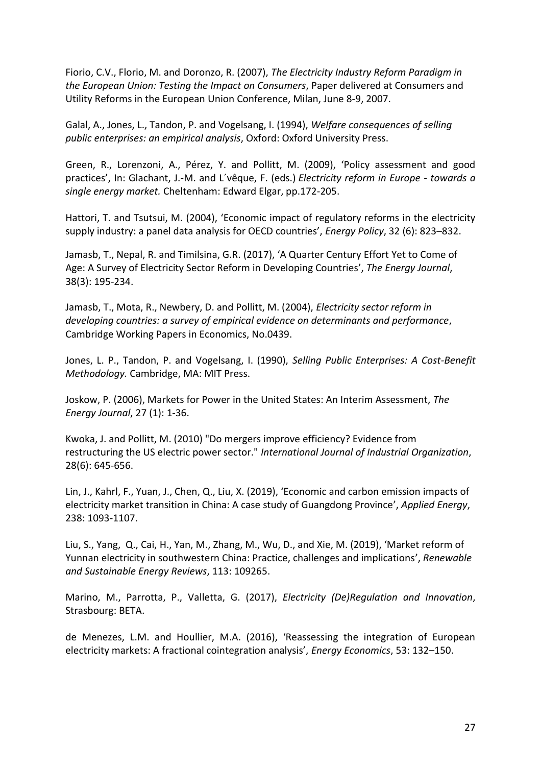Fiorio, C.V., Florio, M. and Doronzo, R. (2007), *The Electricity Industry Reform Paradigm in the European Union: Testing the Impact on Consumers*, Paper delivered at Consumers and Utility Reforms in the European Union Conference, Milan, June 8-9, 2007.

Galal, A., Jones, L., Tandon, P. and Vogelsang, I. (1994), *Welfare consequences of selling public enterprises: an empirical analysis*, Oxford: Oxford University Press.

Green, R., Lorenzoni, A., Pérez, Y. and Pollitt, M. (2009), 'Policy assessment and good practices', In: Glachant, J.-M. and L´vêque, F. (eds.) *Electricity reform in Europe - towards a single energy market.* Cheltenham: Edward Elgar, pp.172-205.

Hattori, T. and Tsutsui, M. (2004), 'Economic impact of regulatory reforms in the electricity supply industry: a panel data analysis for OECD countries', *Energy Policy*, 32 (6): 823–832.

Jamasb, T., Nepal, R. and Timilsina, G.R. (2017), 'A Quarter Century Effort Yet to Come of Age: A Survey of Electricity Sector Reform in Developing Countries', *The Energy Journal*, 38(3): 195-234.

Jamasb, T., Mota, R., Newbery, D. and Pollitt, M. (2004), *Electricity sector reform in developing countries: a survey of empirical evidence on determinants and performance*, Cambridge Working Papers in Economics, No.0439.

Jones, L. P., Tandon, P. and Vogelsang, I. (1990), *Selling Public Enterprises: A Cost-Benefit Methodology.* Cambridge, MA: MIT Press.

Joskow, P. (2006), Markets for Power in the United States: An Interim Assessment, *The Energy Journal*, 27 (1): 1-36.

Kwoka, J. and Pollitt, M. (2010) "Do mergers improve efficiency? Evidence from restructuring the US electric power sector." *International Journal of Industrial Organization*, 28(6): 645-656.

Lin, J., Kahrl, F., Yuan, J., Chen, Q., Liu, X. (2019), 'Economic and carbon emission impacts of electricity market transition in China: A case study of Guangdong Province', *Applied Energy*, 238: 1093-1107.

Liu, S., Yang, Q., Cai, H., Yan, M., Zhang, M., Wu, D., and Xie, M. (2019), 'Market reform of Yunnan electricity in southwestern China: Practice, challenges and implications', *Renewable and Sustainable Energy Reviews*, 113: 109265.

Marino, M., Parrotta, P., Valletta, G. (2017), *Electricity (De)Regulation and Innovation*, Strasbourg: BETA.

de Menezes, L.M. and Houllier, M.A. (2016), 'Reassessing the integration of European electricity markets: A fractional cointegration analysis', *Energy Economics*, 53: 132–150.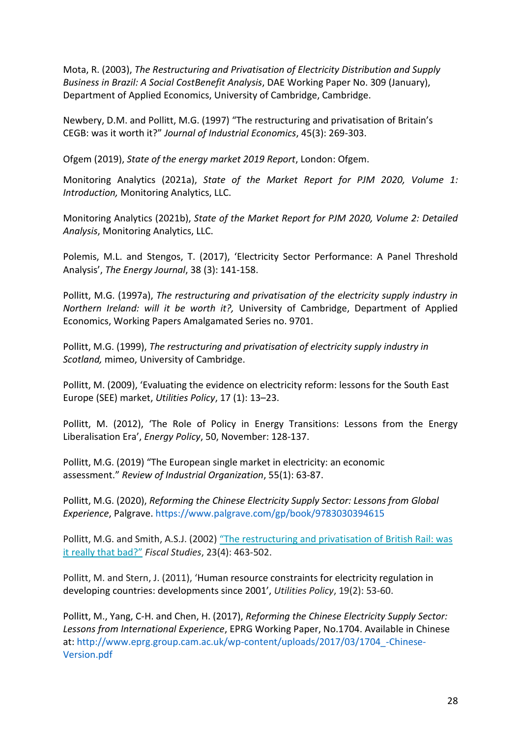Mota, R. (2003), *The Restructuring and Privatisation of Electricity Distribution and Supply Business in Brazil: A Social CostBenefit Analysis*, DAE Working Paper No. 309 (January), Department of Applied Economics, University of Cambridge, Cambridge.

Newbery, D.M. and Pollitt, M.G. (1997) "The restructuring and privatisation of Britain's CEGB: was it worth it?" *Journal of Industrial Economics*, 45(3): 269-303.

Ofgem (2019), *State of the energy market 2019 Report*, London: Ofgem.

Monitoring Analytics (2021a), *State of the Market Report for PJM 2020, Volume 1: Introduction,* Monitoring Analytics, LLC.

Monitoring Analytics (2021b), *State of the Market Report for PJM 2020, Volume 2: Detailed Analysis*, Monitoring Analytics, LLC.

Polemis, M.L. and Stengos, T. (2017), 'Electricity Sector Performance: A Panel Threshold Analysis', *The Energy Journal*, 38 (3): 141-158.

Pollitt, M.G. (1997a), *The restructuring and privatisation of the electricity supply industry in Northern Ireland: will it be worth it?,* University of Cambridge, Department of Applied Economics, Working Papers Amalgamated Series no. 9701.

Pollitt, M.G. (1999), *The restructuring and privatisation of electricity supply industry in Scotland,* mimeo, University of Cambridge.

Pollitt, M. (2009), 'Evaluating the evidence on electricity reform: lessons for the South East Europe (SEE) market, *Utilities Policy*, 17 (1): 13–23.

Pollitt, M. (2012), 'The Role of Policy in Energy Transitions: Lessons from the Energy Liberalisation Era', *Energy Policy*, 50, November: 128-137.

Pollitt, M.G. (2019) "The European single market in electricity: an economic assessment." *Review of Industrial Organization*, 55(1): 63-87.

Pollitt, M.G. (2020), *Reforming the Chinese Electricity Supply Sector: Lessons from Global Experience*, Palgrave. https://www.palgrave.com/gp/book/9783030394615

Pollitt, M.G. and Smith, A.S.J. (2002) "The restructuring and privatisation of British Rail: was it really that bad?" *Fiscal Studies*, 23(4): 463-502.

Pollitt, M. and Stern, J. (2011), 'Human resource constraints for electricity regulation in developing countries: developments since 2001', *Utilities Policy*, 19(2): 53-60.

Pollitt, M., Yang, C-H. and Chen, H. (2017), *Reforming the Chinese Electricity Supply Sector: Lessons from International Experience*, EPRG Working Paper, No.1704. Available in Chinese at: http://www.eprg.group.cam.ac.uk/wp-content/uploads/2017/03/1704_-Chinese-Version.pdf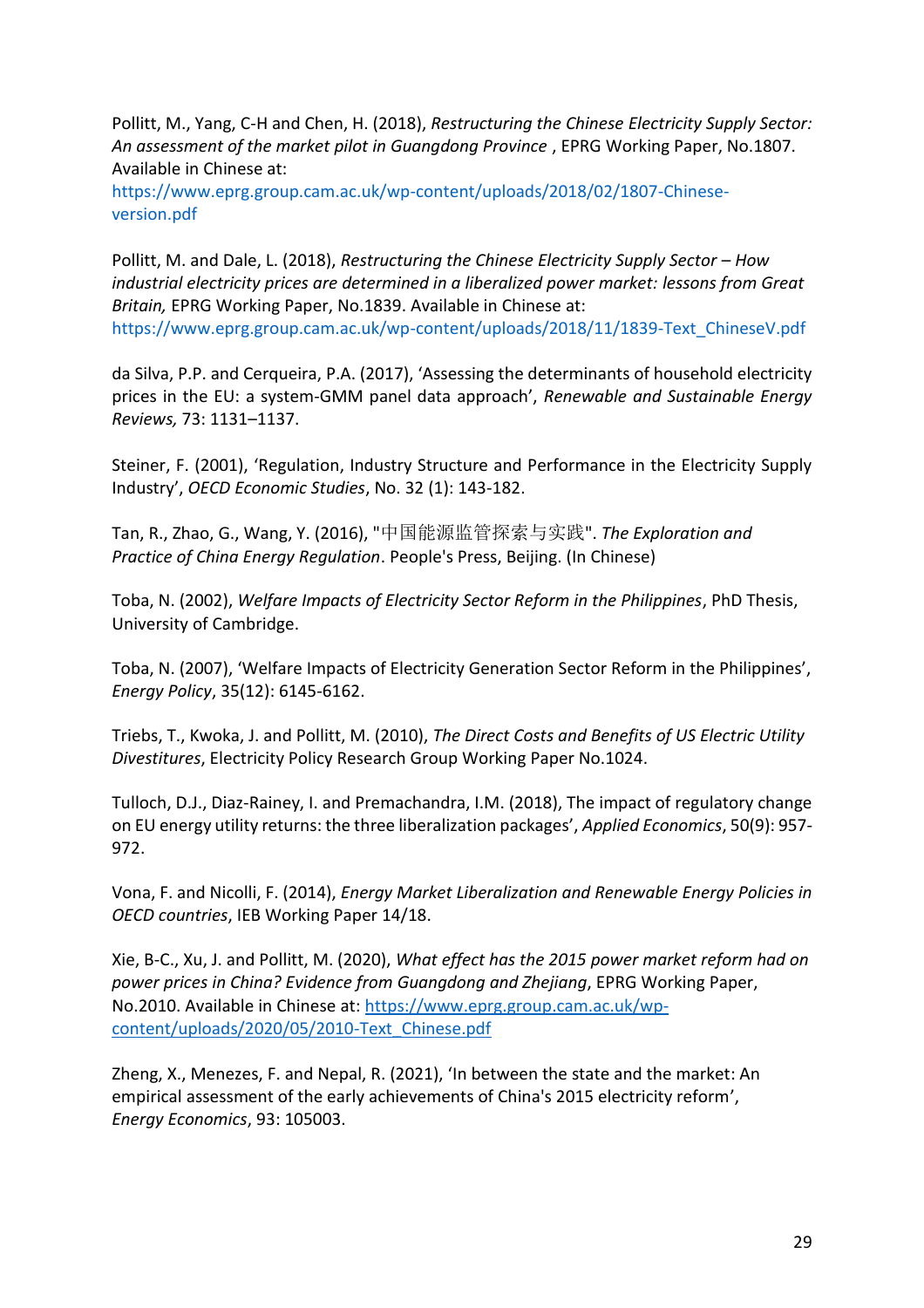Pollitt, M., Yang, C-H and Chen, H. (2018), *Restructuring the Chinese Electricity Supply Sector: An assessment of the market pilot in Guangdong Province* , EPRG Working Paper, No.1807. Available in Chinese at: https://www.eprg.group.cam.ac.uk/wp-content/uploads/2018/02/1807-Chinese-version.pdf

Pollitt, M. and Dale, L. (2018), *Restructuring the Chinese Electricity Supply Sector – How industrial electricity prices are determined in a liberalized power market: lessons from Great Britain,* EPRG Working Paper, No.1839. Available in Chinese at: https://www.eprg.group.cam.ac.uk/wp-content/uploads/2018/11/1839-Text_ChineseV.pdf

da Silva, P.P. and Cerqueira, P.A. (2017), 'Assessing the determinants of household electricity prices in the EU: a system-GMM panel data approach', *Renewable and Sustainable Energy Reviews,* 73: 1131–1137.

Steiner, F. (2001), 'Regulation, Industry Structure and Performance in the Electricity Supply Industry', *OECD Economic Studies*, No. 32 (1): 143-182.

Tan, R., Zhao, G., Wang, Y. (2016), "中国能源监管探索与实践". *The Exploration and Practice of China Energy Regulation*. People's Press, Beijing. (In Chinese)

Toba, N. (2002), *Welfare Impacts of Electricity Sector Reform in the Philippines*, PhD Thesis, University of Cambridge.

Toba, N. (2007), 'Welfare Impacts of Electricity Generation Sector Reform in the Philippines', *Energy Policy*, 35(12): 6145-6162.

Triebs, T., Kwoka, J. and Pollitt, M. (2010), *The Direct Costs and Benefits of US Electric Utility Divestitures*, Electricity Policy Research Group Working Paper No.1024.

Tulloch, D.J., Diaz-Rainey, I. and Premachandra, I.M. (2018), The impact of regulatory change on EU energy utility returns: the three liberalization packages', *Applied Economics*, 50(9): 957-972.

Vona, F. and Nicolli, F. (2014), *Energy Market Liberalization and Renewable Energy Policies in OECD countries*, IEB Working Paper 14/18.

Xie, B-C., Xu, J. and Pollitt, M. (2020), *What effect has the 2015 power market reform had on power prices in China? Evidence from Guangdong and Zhejiang*, EPRG Working Paper, No.2010. Available in Chinese at: https://www.eprg.group.cam.ac.uk/wp-content/uploads/2020/05/2010-Text_Chinese.pdf

Zheng, X., Menezes, F. and Nepal, R. (2021), 'In between the state and the market: An empirical assessment of the early achievements of China's 2015 electricity reform', *Energy Economics*, 93: 105003.